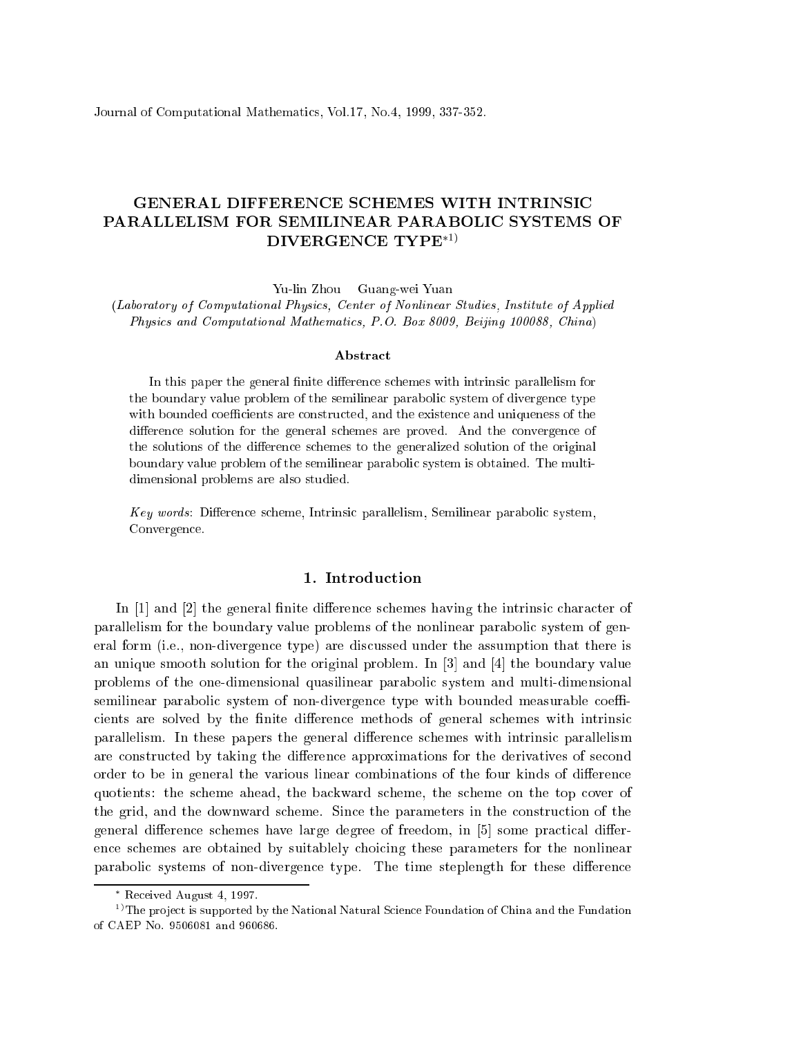# GENERAL DIFFERENCE SCHEMES WITH INTRINSIC PARALLELISM FOR SEMILINEAR PARABOLIC SYSTEMS OF DIVERGENCE TYPE*1)

Yu-lin Zhou Guang-wei Yuan

*(Laboratory of Computational Physics, Center of Nonlinear Studies, Institute of Applied Physics and Computational Mathematics, P.O. Box 8009, Beijing 100088, China)*

### Abstract

In this paper the general finite difference schemes with intrinsic parallelism for the boundary value problem of the semilinear parabolic system of divergence type with bounded coefficients are constructed, and the existence and uniqueness of the difference solution for the general schemes are proved. And the convergence of the solutions of the difference schemes to the generalized solution of the original boundary value problem of the semilinear parabolic system is obtained. The multi-dimensional problems are also studied.

*Key words*: Difference scheme, Intrinsic parallelism, Semilinear parabolic system, Convergence.

## 1. Introduction

In [1] and [2] the general finite difference schemes having the intrinsic character of parallelism for the boundary value problems of the nonlinear parabolic system of general form (i.e., non-divergence type) are discussed under the assumption that there is an unique smooth solution for the original problem. In [3] and [4] the boundary value problems of the one-dimensional quasilinear parabolic system and multi-dimensional semilinear parabolic system of non-divergence type with bounded measurable coefficients are solved by the finite difference methods of general schemes with intrinsic parallelism. In these papers the general difference schemes with intrinsic parallelism are constructed by taking the difference approximations for the derivatives of second order to be in general the various linear combinations of the four kinds of difference quotients: the scheme ahead, the backward scheme, the scheme on the top cover of the grid, and the downward scheme. Since the parameters in the construction of the general difference schemes have large degree of freedom, in [5] some practical difference schemes are obtained by suitablely choicing these parameters for the nonlinear parabolic systems of non-divergence type. The time steplength for these difference

---

\* Received August 4, 1997.

1) The project is supported by the National Natural Science Foundation of China and the Fundation of CAEP No. 9506081 and 960686.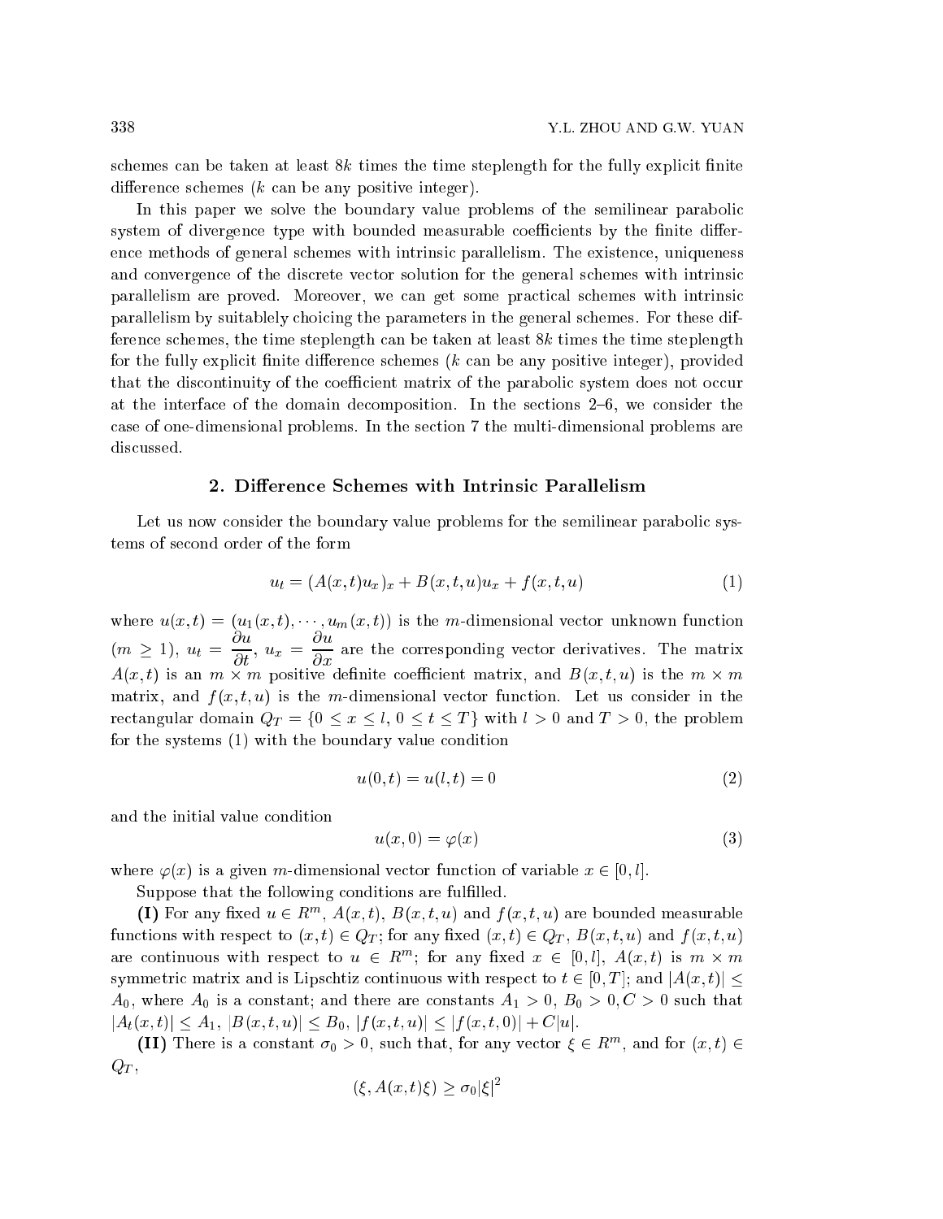schemes can be taken at least $8k$ times the time steplength for the fully explicit finite difference schemes ($k$ can be any positive integer).

In this paper we solve the boundary value problems of the semilinear parabolic system of divergence type with bounded measurable coefficients by the finite difference methods of general schemes with intrinsic parallelism. The existence, uniqueness and convergence of the discrete vector solution for the general schemes with intrinsic parallelism are proved. Moreover, we can get some practical schemes with intrinsic parallelism by suitablely choicing the parameters in the general schemes. For these difference schemes, the time steplength can be taken at least $8k$ times the time steplength for the fully explicit finite difference schemes ($k$ can be any positive integer), provided that the discontinuity of the coefficient matrix of the parabolic system does not occur at the interface of the domain decomposition. In the sections 2–6, we consider the case of one-dimensional problems. In the section 7 the multi-dimensional problems are discussed.

## 2. Difference Schemes with Intrinsic Parallelism

Let us now consider the boundary value problems for the semilinear parabolic systems of second order of the form

$$u_t = (A(x,t)u_x)_x + B(x,t,u)u_x + f(x,t,u) \tag{1}$$

where $u(x,t) = (u_1(x,t), \cdots, u_m(x,t))$ is the $m$-dimensional vector unknown function ($m \geq 1$), $u_t = \dfrac{\partial u}{\partial t}$, $u_x = \dfrac{\partial u}{\partial x}$ are the corresponding vector derivatives. The matrix $A(x,t)$ is an $m \times m$ positive definite coefficient matrix, and $B(x,t,u)$ is the $m \times m$ matrix, and $f(x,t,u)$ is the $m$-dimensional vector function. Let us consider in the rectangular domain $Q_T = \{0 \leq x \leq l,\ 0 \leq t \leq T\}$ with $l > 0$ and $T > 0$, the problem for the systems (1) with the boundary value condition

$$u(0,t) = u(l,t) = 0 \tag{2}$$

and the initial value condition

$$u(x,0) = \varphi(x) \tag{3}$$

where $\varphi(x)$ is a given $m$-dimensional vector function of variable $x \in [0,l]$.

Suppose that the following conditions are fulfilled.

**(I)** For any fixed $u \in R^m$, $A(x,t)$, $B(x,t,u)$ and $f(x,t,u)$ are bounded measurable functions with respect to $(x,t) \in Q_T$; for any fixed $(x,t) \in Q_T$, $B(x,t,u)$ and $f(x,t,u)$ are continuous with respect to $u \in R^m$; for any fixed $x \in [0,l]$, $A(x,t)$ is $m \times m$ symmetric matrix and is Lipschtiz continuous with respect to $t \in [0,T]$; and $|A(x,t)| \leq A_0$, where $A_0$ is a constant; and there are constants $A_1 > 0$, $B_0 > 0, C > 0$ such that $|A_t(x,t)| \leq A_1$, $|B(x,t,u)| \leq B_0$, $|f(x,t,u)| \leq |f(x,t,0)| + C|u|$.

**(II)** There is a constant $\sigma_0 > 0$, such that, for any vector $\xi \in R^m$, and for $(x,t) \in Q_T$,

$$(\xi, A(x,t)\xi) \geq \sigma_0 |\xi|^2$$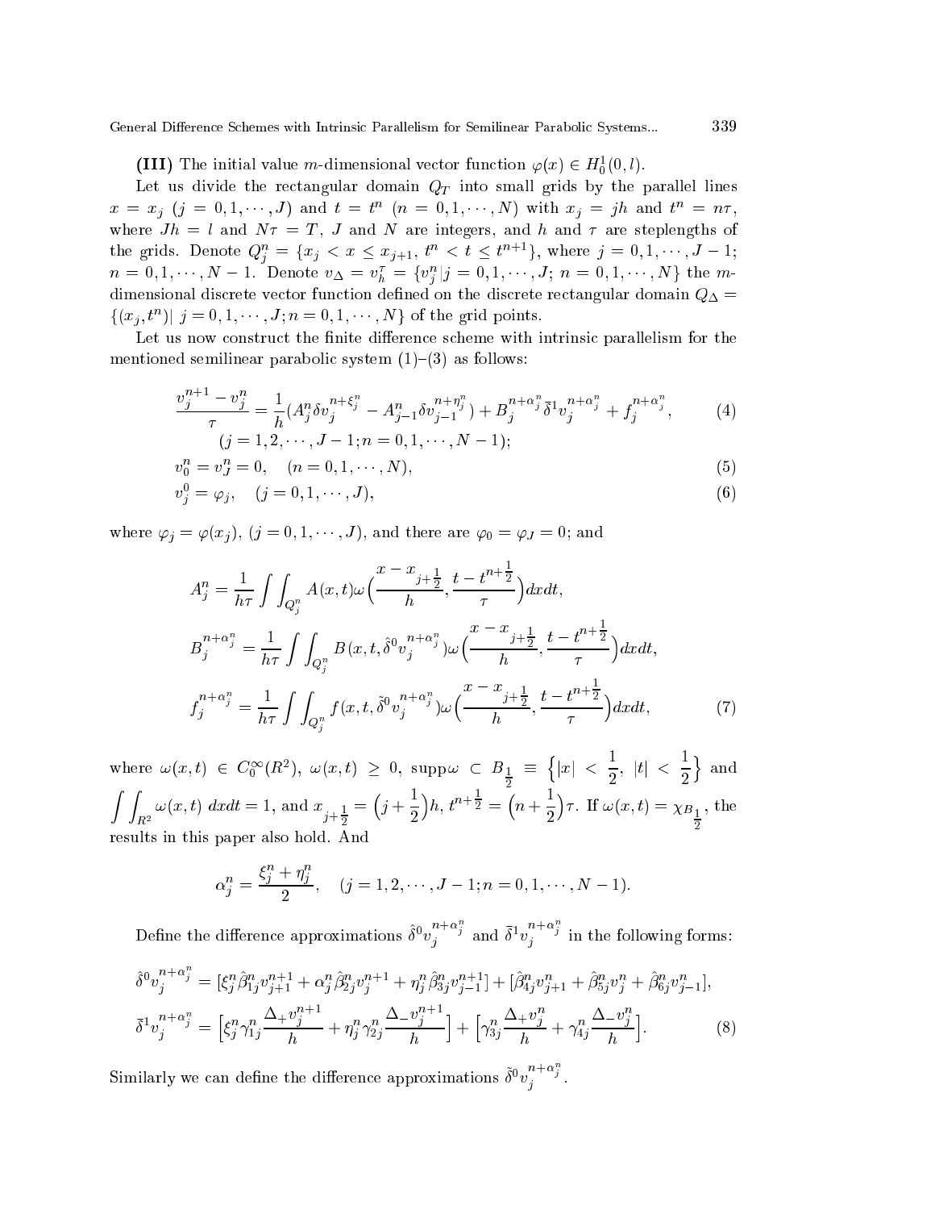**(III)** The initial value $m$-dimensional vector function $\varphi(x) \in H_0^1(0,l)$.

Let us divide the rectangular domain $Q_T$ into small grids by the parallel lines $x = x_j$ $(j = 0, 1, \cdots, J)$ and $t = t^n$ $(n = 0, 1, \cdots, N)$ with $x_j = jh$ and $t^n = n\tau$, where $Jh = l$ and $N\tau = T$, $J$ and $N$ are integers, and $h$ and $\tau$ are steplengths of the grids. Denote $Q_j^n = \{x_j < x \le x_{j+1},\ t^n < t \le t^{n+1}\}$, where $j = 0, 1, \cdots, J-1$; $n = 0, 1, \cdots, N-1$. Denote $v_\Delta = v_h^\tau = \{v_j^n | j = 0, 1, \cdots, J;\ n = 0, 1, \cdots, N\}$ the $m$-dimensional discrete vector function defined on the discrete rectangular domain $Q_\Delta = \{(x_j, t^n) |\ j = 0, 1, \cdots, J; n = 0, 1, \cdots, N\}$ of the grid points.

Let us now construct the finite difference scheme with intrinsic parallelism for the mentioned semilinear parabolic system (1)–(3) as follows:

$$\frac{v_j^{n+1} - v_j^n}{\tau} = \frac{1}{h}(A_j^n \delta v_j^{n+\xi_j^n} - A_{j-1}^n \delta v_{j-1}^{n+\eta_j^n}) + B_j^{n+\alpha_j^n} \bar{\delta}^1 v_j^{n+\alpha_j^n} + f_j^{n+\alpha_j^n}, \tag{4}$$

$$(j = 1, 2, \cdots, J-1; n = 0, 1, \cdots, N-1);$$

$$v_0^n = v_J^n = 0, \quad (n = 0, 1, \cdots, N), \tag{5}$$

$$v_j^0 = \varphi_j, \quad (j = 0, 1, \cdots, J), \tag{6}$$

where $\varphi_j = \varphi(x_j)$, $(j = 0, 1, \cdots, J)$, and there are $\varphi_0 = \varphi_J = 0$; and

$$A_j^n = \frac{1}{h\tau} \int\int_{Q_j^n} A(x,t) \omega\Big(\frac{x - x_{j+\frac{1}{2}}}{h}, \frac{t - t^{n+\frac{1}{2}}}{\tau}\Big) dx dt,$$

$$B_j^{n+\alpha_j^n} = \frac{1}{h\tau} \int\int_{Q_j^n} B(x, t, \hat{\delta}^0 v_j^{n+\alpha_j^n}) \omega\Big(\frac{x - x_{j+\frac{1}{2}}}{h}, \frac{t - t^{n+\frac{1}{2}}}{\tau}\Big) dx dt,$$

$$f_j^{n+\alpha_j^n} = \frac{1}{h\tau} \int\int_{Q_j^n} f(x, t, \tilde{\delta}^0 v_j^{n+\alpha_j^n}) \omega\Big(\frac{x - x_{j+\frac{1}{2}}}{h}, \frac{t - t^{n+\frac{1}{2}}}{\tau}\Big) dx dt, \tag{7}$$

where $\omega(x,t) \in C_0^\infty(R^2)$, $\omega(x,t) \ge 0$, $\text{supp}\omega \subset B_{\frac{1}{2}} \equiv \Big\{|x| < \frac{1}{2},\ |t| < \frac{1}{2}\Big\}$ and $\int\int_{R^2} \omega(x,t)\ dx dt = 1$, and $x_{j+\frac{1}{2}} = \Big(j + \frac{1}{2}\Big)h$, $t^{n+\frac{1}{2}} = \Big(n + \frac{1}{2}\Big)\tau$. If $\omega(x,t) = \chi_{B_{\frac{1}{2}}}$, the results in this paper also hold. And

$$\alpha_j^n = \frac{\xi_j^n + \eta_j^n}{2}, \quad (j = 1, 2, \cdots, J-1; n = 0, 1, \cdots, N-1).$$

Define the difference approximations $\hat{\delta}^0 v_j^{n+\alpha_j^n}$ and $\bar{\delta}^1 v_j^{n+\alpha_j^n}$ in the following forms:

$$\hat{\delta}^0 v_j^{n+\alpha_j^n} = [\xi_j^n \hat{\beta}_{1j}^n v_{j+1}^{n+1} + \alpha_j^n \hat{\beta}_{2j}^n v_j^{n+1} + \eta_j^n \hat{\beta}_{3j}^n v_{j-1}^{n+1}] + [\hat{\beta}_{4j}^n v_{j+1}^n + \hat{\beta}_{5j}^n v_j^n + \hat{\beta}_{6j}^n v_{j-1}^n],$$

$$\bar{\delta}^1 v_j^{n+\alpha_j^n} = \Big[\xi_j^n \gamma_{1j}^n \frac{\Delta_+ v_j^{n+1}}{h} + \eta_j^n \gamma_{2j}^n \frac{\Delta_- v_j^{n+1}}{h}\Big] + \Big[\gamma_{3j}^n \frac{\Delta_+ v_j^n}{h} + \gamma_{4j}^n \frac{\Delta_- v_j^n}{h}\Big]. \tag{8}$$

Similarly we can define the difference approximations $\tilde{\delta}^0 v_j^{n+\alpha_j^n}$.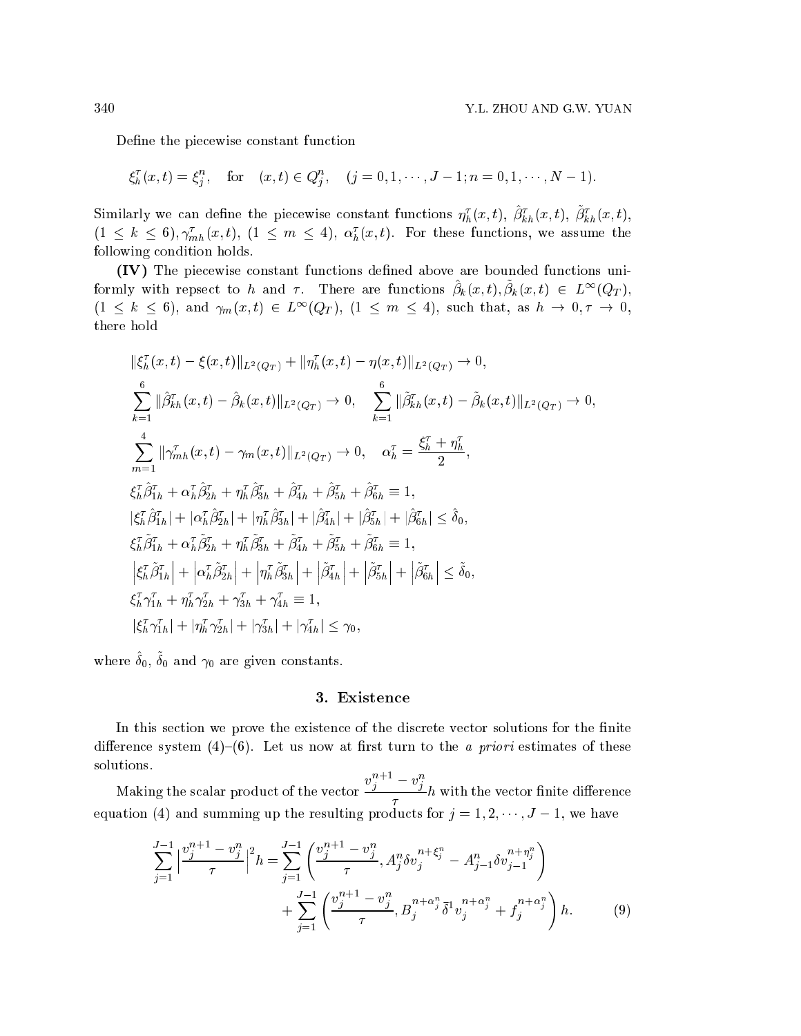Define the piecewise constant function

$$\xi_h^\tau(x,t) = \xi_j^n, \quad \text{for} \quad (x,t) \in Q_j^n, \quad (j = 0,1,\cdots,J-1; n = 0,1,\cdots,N-1).$$

Similarly we can define the piecewise constant functions $\eta_h^\tau(x,t)$, $\hat{\beta}_{kh}^\tau(x,t)$, $\tilde{\beta}_{kh}^\tau(x,t)$, $(1 \le k \le 6), \gamma_{mh}^\tau(x,t)$, $(1 \le m \le 4)$, $\alpha_h^\tau(x,t)$. For these functions, we assume the following condition holds.

**(IV)** The piecewise constant functions defined above are bounded functions uniformly with repsect to $h$ and $\tau$. There are functions $\hat{\beta}_k(x,t), \tilde{\beta}_k(x,t) \in L^\infty(Q_T)$, $(1 \le k \le 6)$, and $\gamma_m(x,t) \in L^\infty(Q_T)$, $(1 \le m \le 4)$, such that, as $h \to 0, \tau \to 0$, there hold

$$
\begin{aligned}
&\|\xi_h^\tau(x,t) - \xi(x,t)\|_{L^2(Q_T)} + \|\eta_h^\tau(x,t) - \eta(x,t)\|_{L^2(Q_T)} \to 0, \\
&\sum_{k=1}^{6} \|\hat{\beta}_{kh}^\tau(x,t) - \hat{\beta}_k(x,t)\|_{L^2(Q_T)} \to 0, \quad \sum_{k=1}^{6} \|\tilde{\beta}_{kh}^\tau(x,t) - \tilde{\beta}_k(x,t)\|_{L^2(Q_T)} \to 0, \\
&\sum_{m=1}^{4} \|\gamma_{mh}^\tau(x,t) - \gamma_m(x,t)\|_{L^2(Q_T)} \to 0, \quad \alpha_h^\tau = \frac{\xi_h^\tau + \eta_h^\tau}{2}, \\
&\xi_h^\tau \hat{\beta}_{1h}^\tau + \alpha_h^\tau \hat{\beta}_{2h}^\tau + \eta_h^\tau \hat{\beta}_{3h}^\tau + \hat{\beta}_{4h}^\tau + \hat{\beta}_{5h}^\tau + \hat{\beta}_{6h}^\tau \equiv 1, \\
&|\xi_h^\tau \hat{\beta}_{1h}^\tau| + |\alpha_h^\tau \hat{\beta}_{2h}^\tau| + |\eta_h^\tau \hat{\beta}_{3h}^\tau| + |\hat{\beta}_{4h}^\tau| + |\hat{\beta}_{5h}^\tau| + |\hat{\beta}_{6h}^\tau| \le \hat{\delta}_0, \\
&\xi_h^\tau \tilde{\beta}_{1h}^\tau + \alpha_h^\tau \tilde{\beta}_{2h}^\tau + \eta_h^\tau \tilde{\beta}_{3h}^\tau + \tilde{\beta}_{4h}^\tau + \tilde{\beta}_{5h}^\tau + \tilde{\beta}_{6h}^\tau \equiv 1, \\
&\left|\xi_h^\tau \tilde{\beta}_{1h}^\tau\right| + \left|\alpha_h^\tau \tilde{\beta}_{2h}^\tau\right| + \left|\eta_h^\tau \tilde{\beta}_{3h}^\tau\right| + \left|\tilde{\beta}_{4h}^\tau\right| + \left|\tilde{\beta}_{5h}^\tau\right| + \left|\tilde{\beta}_{6h}^\tau\right| \le \tilde{\delta}_0, \\
&\xi_h^\tau \gamma_{1h}^\tau + \eta_h^\tau \gamma_{2h}^\tau + \gamma_{3h}^\tau + \gamma_{4h}^\tau \equiv 1, \\
&|\xi_h^\tau \gamma_{1h}^\tau| + |\eta_h^\tau \gamma_{2h}^\tau| + |\gamma_{3h}^\tau| + |\gamma_{4h}^\tau| \le \gamma_0,
\end{aligned}
$$

where $\hat{\delta}_0$, $\tilde{\delta}_0$ and $\gamma_0$ are given constants.

## 3. Existence

In this section we prove the existence of the discrete vector solutions for the finite difference system (4)–(6). Let us now at first turn to the *a priori* estimates of these solutions.

Making the scalar product of the vector $\dfrac{v_j^{n+1} - v_j^n}{\tau} h$ with the vector finite difference equation (4) and summing up the resulting products for $j = 1,2,\cdots,J-1$, we have

$$
\begin{aligned}
\sum_{j=1}^{J-1} \Big|\frac{v_j^{n+1} - v_j^n}{\tau}\Big|^2 h = &\sum_{j=1}^{J-1} \left(\frac{v_j^{n+1} - v_j^n}{\tau}, A_j^n \delta v_j^{n+\xi_j^n} - A_{j-1}^n \delta v_{j-1}^{n+\eta_j^n}\right) \\
&+ \sum_{j=1}^{J-1} \left(\frac{v_j^{n+1} - v_j^n}{\tau}, B_j^{n+\alpha_j^n} \bar{\delta}^1 v_j^{n+\alpha_j^n} + f_j^{n+\alpha_j^n}\right) h. \qquad (9)
\end{aligned}
$$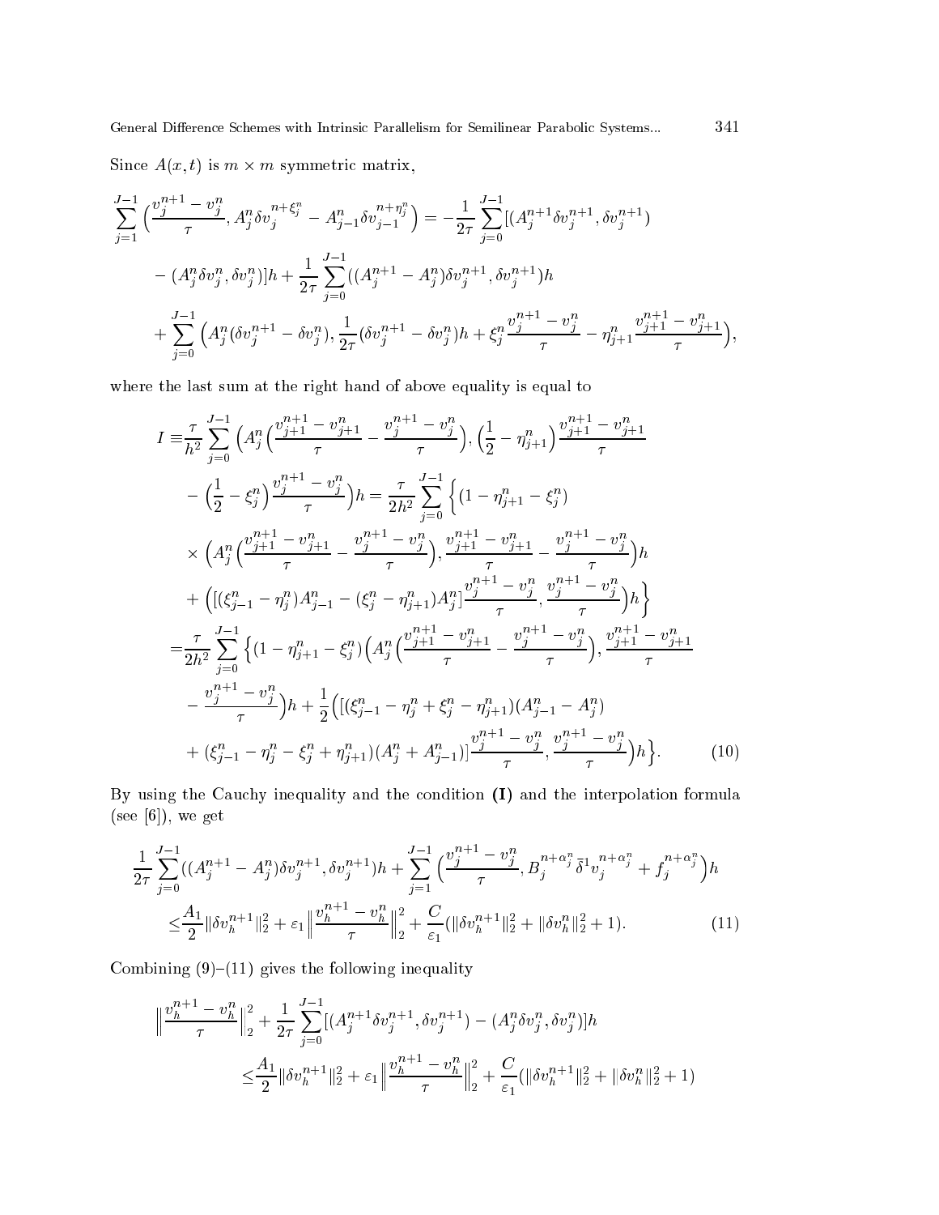Since $A(x,t)$ is $m \times m$ symmetric matrix,

$$\sum_{j=1}^{J-1}\Big(\frac{v_j^{n+1}-v_j^n}{\tau}, A_j^n \delta v_j^{n+\xi_j^n} - A_{j-1}^n \delta v_{j-1}^{n+\eta_j^n}\Big) = -\frac{1}{2\tau}\sum_{j=0}^{J-1}[(A_j^{n+1}\delta v_j^{n+1}, \delta v_j^{n+1})$$
$$-(A_j^n \delta v_j^n, \delta v_j^n)]h + \frac{1}{2\tau}\sum_{j=0}^{J-1}((A_j^{n+1}-A_j^n)\delta v_j^{n+1}, \delta v_j^{n+1})h$$
$$+\sum_{j=0}^{J-1}\Big(A_j^n(\delta v_j^{n+1}-\delta v_j^n), \frac{1}{2\tau}(\delta v_j^{n+1}-\delta v_j^n)h + \xi_j^n \frac{v_j^{n+1}-v_j^n}{\tau} - \eta_{j+1}^n \frac{v_{j+1}^{n+1}-v_{j+1}^n}{\tau}\Big),$$

where the last sum at the right hand of above equality is equal to

$$\begin{aligned}
I \equiv & \frac{\tau}{h^2}\sum_{j=0}^{J-1}\Big(A_j^n\Big(\frac{v_{j+1}^{n+1}-v_{j+1}^n}{\tau} - \frac{v_j^{n+1}-v_j^n}{\tau}\Big), \Big(\frac{1}{2}-\eta_{j+1}^n\Big)\frac{v_{j+1}^{n+1}-v_{j+1}^n}{\tau} \\
& - \Big(\frac{1}{2}-\xi_j^n\Big)\frac{v_j^{n+1}-v_j^n}{\tau}\Big)h = \frac{\tau}{2h^2}\sum_{j=0}^{J-1}\Big\{(1-\eta_{j+1}^n-\xi_j^n) \\
& \times \Big(A_j^n\Big(\frac{v_{j+1}^{n+1}-v_{j+1}^n}{\tau} - \frac{v_j^{n+1}-v_j^n}{\tau}\Big), \frac{v_{j+1}^{n+1}-v_{j+1}^n}{\tau} - \frac{v_j^{n+1}-v_j^n}{\tau}\Big)h \\
& + \Big([(\xi_{j-1}^n-\eta_j^n)A_{j-1}^n - (\xi_j^n-\eta_{j+1}^n)A_j^n]\frac{v_j^{n+1}-v_j^n}{\tau}, \frac{v_j^{n+1}-v_j^n}{\tau}\Big)h\Big\} \\
= & \frac{\tau}{2h^2}\sum_{j=0}^{J-1}\Big\{(1-\eta_{j+1}^n-\xi_j^n)\Big(A_j^n\Big(\frac{v_{j+1}^{n+1}-v_{j+1}^n}{\tau} - \frac{v_j^{n+1}-v_j^n}{\tau}\Big), \frac{v_{j+1}^{n+1}-v_{j+1}^n}{\tau} \\
& - \frac{v_j^{n+1}-v_j^n}{\tau}\Big)h + \frac{1}{2}\Big([(\xi_{j-1}^n-\eta_j^n+\xi_j^n-\eta_{j+1}^n)(A_{j-1}^n-A_j^n) \\
& + (\xi_{j-1}^n-\eta_j^n-\xi_j^n+\eta_{j+1}^n)(A_j^n+A_{j-1}^n)]\frac{v_j^{n+1}-v_j^n}{\tau}, \frac{v_j^{n+1}-v_j^n}{\tau}\Big)h\Big\}. \qquad (10)
\end{aligned}$$

By using the Cauchy inequality and the condition **(I)** and the interpolation formula (see [6]), we get

$$\begin{aligned}
& \frac{1}{2\tau}\sum_{j=0}^{J-1}((A_j^{n+1}-A_j^n)\delta v_j^{n+1}, \delta v_j^{n+1})h + \sum_{j=1}^{J-1}\Big(\frac{v_j^{n+1}-v_j^n}{\tau}, B_j^{n+\alpha_j^n}\bar{\delta}^1 v_j^{n+\alpha_j^n} + f_j^{n+\alpha_j^n}\Big)h \\
& \le \frac{A_1}{2}\|\delta v_h^{n+1}\|_2^2 + \varepsilon_1\Big\|\frac{v_h^{n+1}-v_h^n}{\tau}\Big\|_2^2 + \frac{C}{\varepsilon_1}(\|\delta v_h^{n+1}\|_2^2 + \|\delta v_h^n\|_2^2 + 1). \qquad (11)
\end{aligned}$$

Combining (9)–(11) gives the following inequality

$$\begin{aligned}
& \Big\|\frac{v_h^{n+1}-v_h^n}{\tau}\Big\|_2^2 + \frac{1}{2\tau}\sum_{j=0}^{J-1}[(A_j^{n+1}\delta v_j^{n+1}, \delta v_j^{n+1}) - (A_j^n \delta v_j^n, \delta v_j^n)]h \\
& \qquad \le \frac{A_1}{2}\|\delta v_h^{n+1}\|_2^2 + \varepsilon_1\Big\|\frac{v_h^{n+1}-v_h^n}{\tau}\Big\|_2^2 + \frac{C}{\varepsilon_1}(\|\delta v_h^{n+1}\|_2^2 + \|\delta v_h^n\|_2^2 + 1)
\end{aligned}$$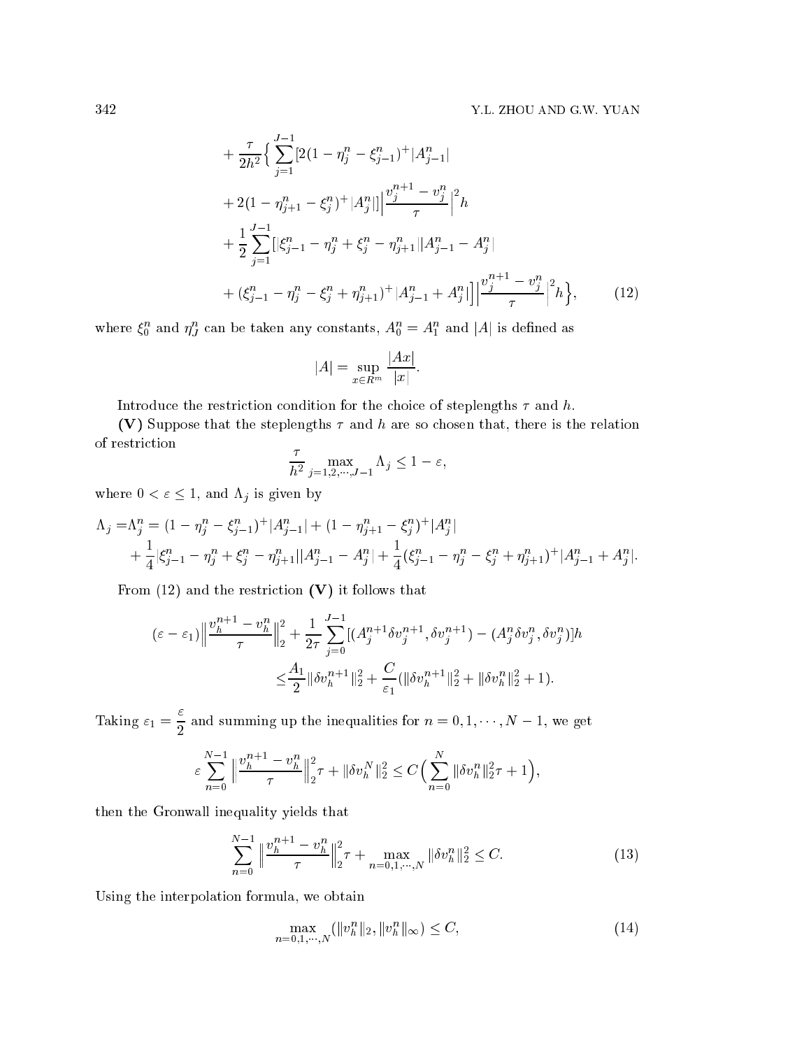$$
\begin{aligned}
&+\frac{\tau}{2h^2}\Big\{\sum_{j=1}^{J-1}[2(1-\eta_j^n-\xi_{j-1}^n)^+|A_{j-1}^n| \\
&+2(1-\eta_{j+1}^n-\xi_j^n)^+|A_j^n|]\Big|\frac{v_j^{n+1}-v_j^n}{\tau}\Big|^2 h \\
&+\frac{1}{2}\sum_{j=1}^{J-1}[|\xi_{j-1}^n-\eta_j^n+\xi_j^n-\eta_{j+1}^n||A_{j-1}^n-A_j^n| \\
&+(\xi_{j-1}^n-\eta_j^n-\xi_j^n+\eta_{j+1}^n)^+|A_{j-1}^n+A_j^n|]\Big|\frac{v_j^{n+1}-v_j^n}{\tau}\Big|^2 h\Big\}, \qquad (12)
\end{aligned}
$$

where $\xi_0^n$ and $\eta_J^n$ can be taken any constants, $A_0^n = A_1^n$ and $|A|$ is defined as

$$
|A| = \sup_{x\in R^m}\frac{|Ax|}{|x|}.
$$

Introduce the restriction condition for the choice of steplengths $\tau$ and $h$.

**(V)** Suppose that the steplengths $\tau$ and $h$ are so chosen that, there is the relation of restriction

$$
\frac{\tau}{h^2}\max_{j=1,2,\cdots,J-1}\Lambda_j \le 1-\varepsilon,
$$

where $0<\varepsilon\le 1$, and $\Lambda_j$ is given by

$$
\begin{aligned}
\Lambda_j = &\Lambda_j^n = (1-\eta_j^n-\xi_{j-1}^n)^+|A_{j-1}^n| + (1-\eta_{j+1}^n-\xi_j^n)^+|A_j^n| \\
&+\frac{1}{4}|\xi_{j-1}^n-\eta_j^n+\xi_j^n-\eta_{j+1}^n||A_{j-1}^n-A_j^n| + \frac{1}{4}(\xi_{j-1}^n-\eta_j^n-\xi_j^n+\eta_{j+1}^n)^+|A_{j-1}^n+A_j^n|.
\end{aligned}
$$

From (12) and the restriction **(V)** it follows that

$$
\begin{aligned}
(\varepsilon-\varepsilon_1)\Big\|\frac{v_h^{n+1}-v_h^n}{\tau}\Big\|_2^2 &+ \frac{1}{2\tau}\sum_{j=0}^{J-1}[(A_j^{n+1}\delta v_j^{n+1},\delta v_j^{n+1})-(A_j^n\delta v_j^n,\delta v_j^n)]h \\
&\le \frac{A_1}{2}\|\delta v_h^{n+1}\|_2^2 + \frac{C}{\varepsilon_1}(\|\delta v_h^{n+1}\|_2^2+\|\delta v_h^n\|_2^2+1).
\end{aligned}
$$

Taking $\varepsilon_1 = \dfrac{\varepsilon}{2}$ and summing up the inequalities for $n=0,1,\cdots,N-1$, we get

$$
\varepsilon\sum_{n=0}^{N-1}\Big\|\frac{v_h^{n+1}-v_h^n}{\tau}\Big\|_2^2\tau + \|\delta v_h^N\|_2^2 \le C\Big(\sum_{n=0}^{N}\|\delta v_h^n\|_2^2\tau+1\Big),
$$

then the Gronwall inequality yields that

$$
\sum_{n=0}^{N-1}\Big\|\frac{v_h^{n+1}-v_h^n}{\tau}\Big\|_2^2\tau + \max_{n=0,1,\cdots,N}\|\delta v_h^n\|_2^2 \le C. \qquad (13)
$$

Using the interpolation formula, we obtain

$$
\max_{n=0,1,\cdots,N}(\|v_h^n\|_2, \|v_h^n\|_\infty) \le C, \qquad (14)
$$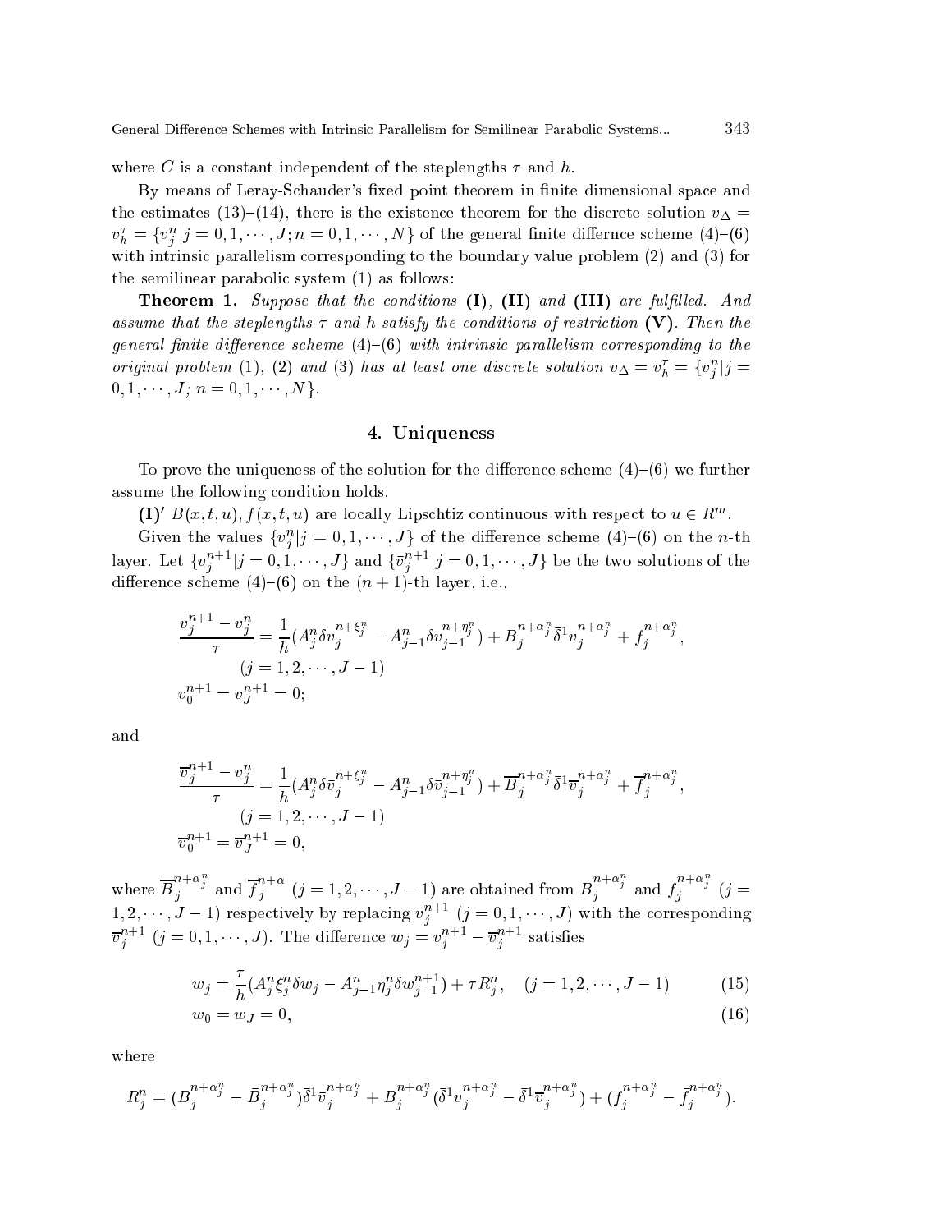where $C$ is a constant independent of the steplengths $\tau$ and $h$.

By means of Leray-Schauder's fixed point theorem in finite dimensional space and the estimates (13)–(14), there is the existence theorem for the discrete solution $v_\Delta = v_h^\tau = \{v_j^n | j = 0, 1, \cdots, J; n = 0, 1, \cdots, N\}$ of the general finite differnce scheme (4)–(6) with intrinsic parallelism corresponding to the boundary value problem (2) and (3) for the semilinear parabolic system (1) as follows:

**Theorem 1.** *Suppose that the conditions* **(I)**, **(II)** *and* **(III)** *are fulfilled. And assume that the steplengths $\tau$ and $h$ satisfy the conditions of restriction* **(V)**. *Then the general finite difference scheme (4)–(6) with intrinsic parallelism corresponding to the original problem (1), (2) and (3) has at least one discrete solution $v_\Delta = v_h^\tau = \{v_j^n | j = 0, 1, \cdots, J; n = 0, 1, \cdots, N\}$.*

## 4. Uniqueness

To prove the uniqueness of the solution for the difference scheme (4)–(6) we further assume the following condition holds.

**(I)′** $B(x, t, u), f(x, t, u)$ are locally Lipschtiz continuous with respect to $u \in R^m$.

Given the values $\{v_j^n | j = 0, 1, \cdots, J\}$ of the difference scheme (4)–(6) on the $n$-th layer. Let $\{v_j^{n+1} | j = 0, 1, \cdots, J\}$ and $\{\overline{v}_j^{n+1} | j = 0, 1, \cdots, J\}$ be the two solutions of the difference scheme (4)–(6) on the $(n+1)$-th layer, i.e.,

$$
\begin{aligned}
&\frac{v_j^{n+1} - v_j^n}{\tau} = \frac{1}{h}(A_j^n \delta v_j^{n+\xi_j^n} - A_{j-1}^n \delta v_{j-1}^{n+\eta_j^n}) + B_j^{n+\alpha_j^n} \bar{\delta}^1 v_j^{n+\alpha_j^n} + f_j^{n+\alpha_j^n}, \\
&\qquad (j = 1, 2, \cdots, J-1) \\
&v_0^{n+1} = v_J^{n+1} = 0;
\end{aligned}
$$

and

$$
\begin{aligned}
&\frac{\overline{v}_j^{n+1} - v_j^n}{\tau} = \frac{1}{h}(A_j^n \delta \overline{v}_j^{n+\xi_j^n} - A_{j-1}^n \delta \overline{v}_{j-1}^{n+\eta_j^n}) + \overline{B}_j^{n+\alpha_j^n} \bar{\delta}^1 \overline{v}_j^{n+\alpha_j^n} + \overline{f}_j^{n+\alpha_j^n}, \\
&\qquad (j = 1, 2, \cdots, J-1) \\
&\overline{v}_0^{n+1} = \overline{v}_J^{n+1} = 0,
\end{aligned}
$$

where $\overline{B}_j^{n+\alpha_j^n}$ and $\overline{f}_j^{n+\alpha}$ $(j = 1, 2, \cdots, J-1)$ are obtained from $B_j^{n+\alpha_j^n}$ and $f_j^{n+\alpha_j^n}$ $(j = 1, 2, \cdots, J-1)$ respectively by replacing $v_j^{n+1}$ $(j = 0, 1, \cdots, J)$ with the corresponding $\overline{v}_j^{n+1}$ $(j = 0, 1, \cdots, J)$. The difference $w_j = v_j^{n+1} - \overline{v}_j^{n+1}$ satisfies

$$
w_j = \frac{\tau}{h}(A_j^n \xi_j^n \delta w_j - A_{j-1}^n \eta_j^n \delta w_{j-1}^{n+1}) + \tau R_j^n, \quad (j = 1, 2, \cdots, J-1) \tag{15}
$$

$$
w_0 = w_J = 0, \tag{16}
$$

where

$$
R_j^n = (B_j^{n+\alpha_j^n} - \bar{B}_j^{n+\alpha_j^n}) \bar{\delta}^1 \overline{v}_j^{n+\alpha_j^n} + B_j^{n+\alpha_j^n} (\bar{\delta}^1 v_j^{n+\alpha_j^n} - \bar{\delta}^1 \overline{v}_j^{n+\alpha_j^n}) + (f_j^{n+\alpha_j^n} - \bar{f}_j^{n+\alpha_j^n}).
$$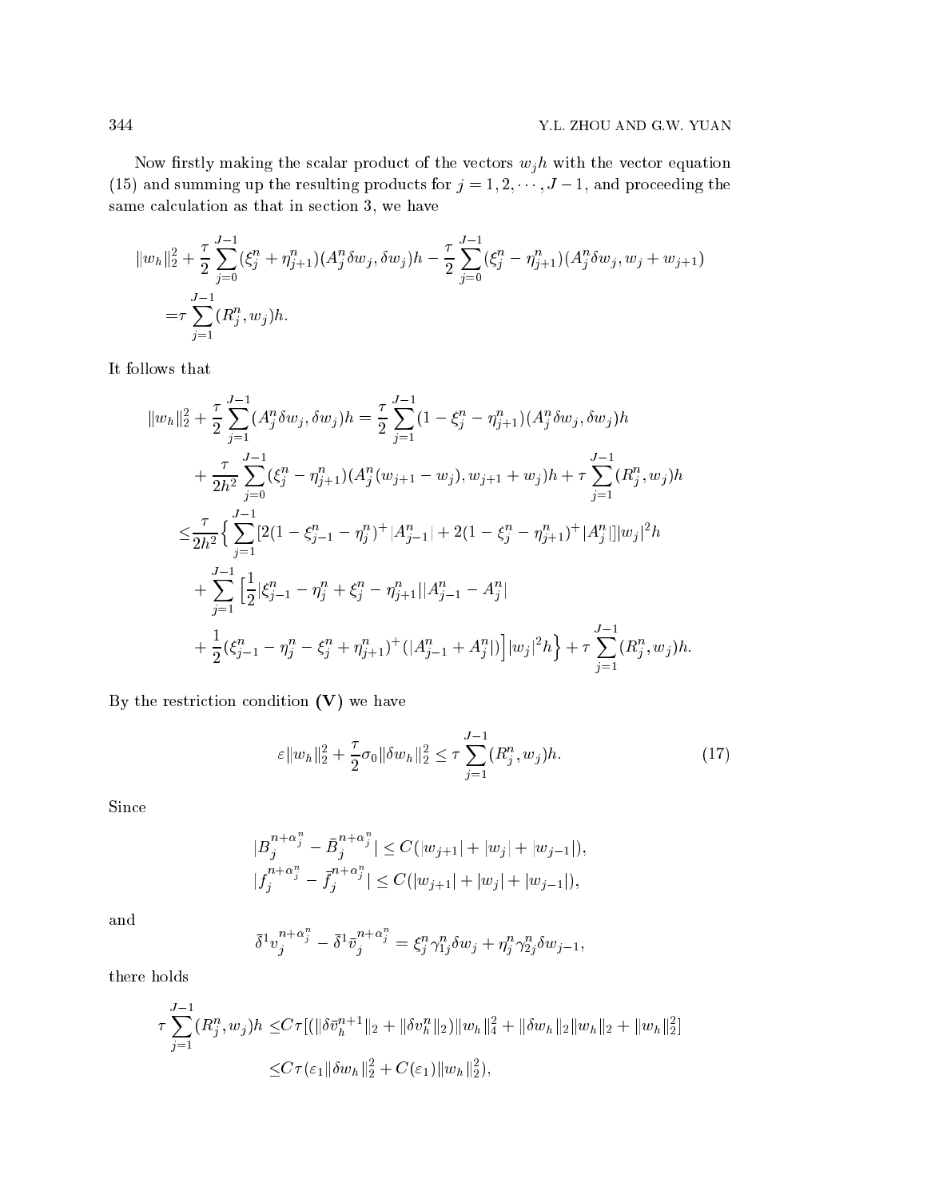Now firstly making the scalar product of the vectors $w_j h$ with the vector equation (15) and summing up the resulting products for $j = 1, 2, \cdots, J-1$, and proceeding the same calculation as that in section 3, we have

$$
\|w_h\|_2^2 + \frac{\tau}{2}\sum_{j=0}^{J-1}(\xi_j^n + \eta_{j+1}^n)(A_j^n \delta w_j, \delta w_j)h - \frac{\tau}{2}\sum_{j=0}^{J-1}(\xi_j^n - \eta_{j+1}^n)(A_j^n \delta w_j, w_j + w_{j+1})
$$
$$
= \tau \sum_{j=1}^{J-1}(R_j^n, w_j)h.
$$

It follows that

$$
\begin{aligned}
\|w_h\|_2^2 + \frac{\tau}{2}\sum_{j=1}^{J-1}(A_j^n \delta w_j, \delta w_j)h =& \frac{\tau}{2}\sum_{j=1}^{J-1}(1 - \xi_j^n - \eta_{j+1}^n)(A_j^n \delta w_j, \delta w_j)h \\
&+ \frac{\tau}{2h^2}\sum_{j=0}^{J-1}(\xi_j^n - \eta_{j+1}^n)(A_j^n(w_{j+1} - w_j), w_{j+1} + w_j)h + \tau \sum_{j=1}^{J-1}(R_j^n, w_j)h \\
\le& \frac{\tau}{2h^2}\Big\{ \sum_{j=1}^{J-1}[2(1 - \xi_{j-1}^n - \eta_j^n)^+ |A_{j-1}^n| + 2(1 - \xi_j^n - \eta_{j+1}^n)^+ |A_j^n|]|w_j|^2 h \\
&+ \sum_{j=1}^{J-1}\Big[\frac{1}{2}|\xi_{j-1}^n - \eta_j^n + \xi_j^n - \eta_{j+1}^n||A_{j-1}^n - A_j^n| \\
&+ \frac{1}{2}(\xi_{j-1}^n - \eta_j^n - \xi_j^n + \eta_{j+1}^n)^+(|A_{j-1}^n + A_j^n|)\Big]|w_j|^2 h\Big\} + \tau \sum_{j=1}^{J-1}(R_j^n, w_j)h.
\end{aligned}
$$

By the restriction condition **(V)** we have

$$
\varepsilon \|w_h\|_2^2 + \frac{\tau}{2}\sigma_0 \|\delta w_h\|_2^2 \le \tau \sum_{j=1}^{J-1}(R_j^n, w_j)h. \tag{17}
$$

Since

$$
|B_j^{n+\alpha_j^n} - \bar{B}_j^{n+\alpha_j^n}| \le C(|w_{j+1}| + |w_j| + |w_{j-1}|),
$$
$$
|f_j^{n+\alpha_j^n} - \bar{f}_j^{n+\alpha_j^n}| \le C(|w_{j+1}| + |w_j| + |w_{j-1}|),
$$

and

$$
\bar{\delta}^1 v_j^{n+\alpha_j^n} - \bar{\delta}^1 \bar{v}_j^{n+\alpha_j^n} = \xi_j^n \gamma_{1j}^n \delta w_j + \eta_j^n \gamma_{2j}^n \delta w_{j-1},
$$

there holds

$$
\begin{aligned}
\tau \sum_{j=1}^{J-1}(R_j^n, w_j)h \le& C\tau[(\|\delta \bar{v}_h^{n+1}\|_2 + \|\delta v_h^n\|_2)\|w_h\|_4^2 + \|\delta w_h\|_2 \|w_h\|_2 + \|w_h\|_2^2] \\
\le& C\tau(\varepsilon_1 \|\delta w_h\|_2^2 + C(\varepsilon_1)\|w_h\|_2^2),
\end{aligned}
$$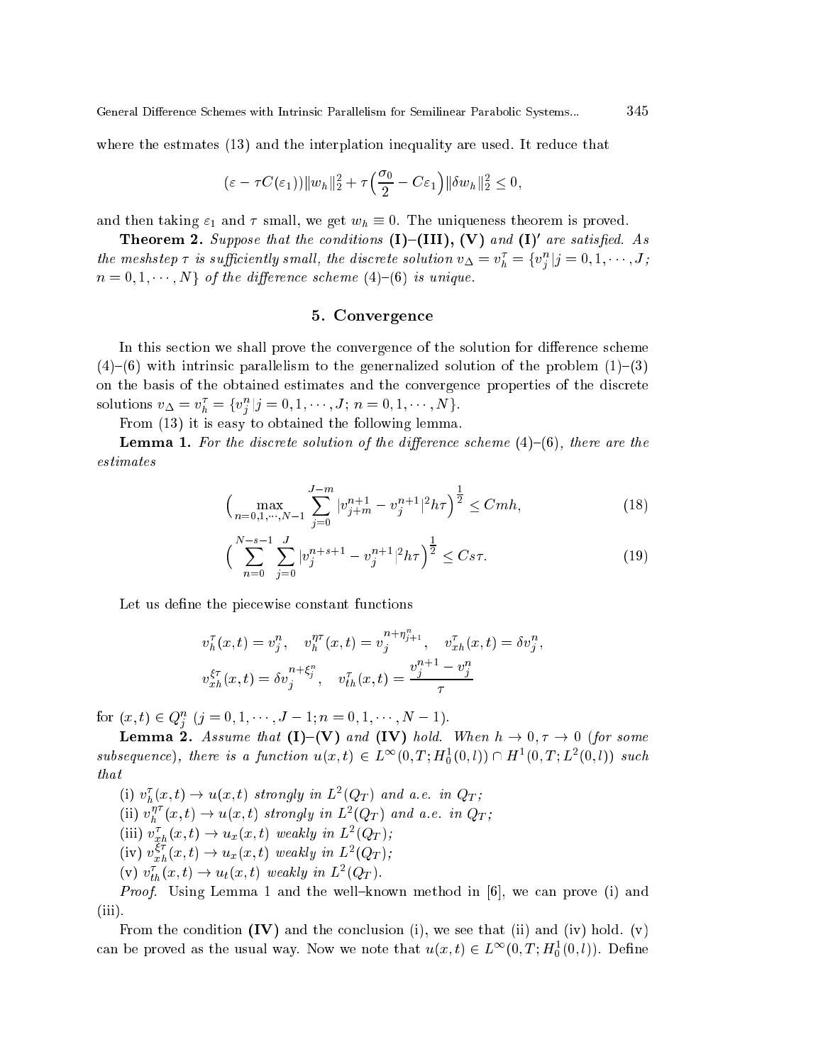where the estmates (13) and the interplation inequality are used. It reduce that

$$(\varepsilon - \tau C(\varepsilon_1))\|w_h\|_2^2 + \tau\Big(\frac{\sigma_0}{2} - C\varepsilon_1\Big)\|\delta w_h\|_2^2 \le 0,$$

and then taking $\varepsilon_1$ and $\tau$ small, we get $w_h \equiv 0$. The uniqueness theorem is proved.

**Theorem 2.** *Suppose that the conditions* **(I)–(III), (V)** *and* **(I)$'$** *are satisfied. As the meshstep $\tau$ is sufficiently small, the discrete solution $v_\Delta = v_h^\tau = \{v_j^n | j = 0, 1, \cdots, J;\ n = 0, 1, \cdots, N\}$ of the difference scheme (4)–(6) is unique.*

## 5. Convergence

In this section we shall prove the convergence of the solution for difference scheme (4)–(6) with intrinsic parallelism to the genernalized solution of the problem (1)–(3) on the basis of the obtained estimates and the convergence properties of the discrete solutions $v_\Delta = v_h^\tau = \{v_j^n | j = 0, 1, \cdots, J;\ n = 0, 1, \cdots, N\}$.

From (13) it is easy to obtained the following lemma.

**Lemma 1.** *For the discrete solution of the difference scheme (4)–(6), there are the estimates*

$$\Big(\max_{n=0,1,\cdots,N-1} \sum_{j=0}^{J-m} |v_{j+m}^{n+1} - v_j^{n+1}|^2 h\tau\Big)^{\frac{1}{2}} \le Cmh, \tag{18}$$

$$\Big(\sum_{n=0}^{N-s-1} \sum_{j=0}^{J} |v_j^{n+s+1} - v_j^{n+1}|^2 h\tau\Big)^{\frac{1}{2}} \le Cs\tau. \tag{19}$$

Let us define the piecewise constant functions

$$v_h^\tau(x,t) = v_j^n, \quad v_h^{\eta\tau}(x,t) = v_j^{n+\eta_{j+1}^n}, \quad v_{xh}^\tau(x,t) = \delta v_j^n,$$
$$v_{xh}^{\xi\tau}(x,t) = \delta v_j^{n+\xi_j^n}, \quad v_{th}^\tau(x,t) = \frac{v_j^{n+1} - v_j^n}{\tau}$$

for $(x,t) \in Q_j^n$ $(j = 0, 1, \cdots, J-1; n = 0, 1, \cdots, N-1)$.

**Lemma 2.** *Assume that* **(I)–(V)** *and* **(IV)** *hold. When $h \to 0, \tau \to 0$ (for some subsequence), there is a function $u(x,t) \in L^\infty(0,T; H_0^1(0,l)) \cap H^1(0,T; L^2(0,l))$ such that*

(i) *$v_h^\tau(x,t) \to u(x,t)$ strongly in $L^2(Q_T)$ and a.e. in $Q_T$;*
(ii) *$v_h^{\eta\tau}(x,t) \to u(x,t)$ strongly in $L^2(Q_T)$ and a.e. in $Q_T$;*
(iii) *$v_{xh}^\tau(x,t) \to u_x(x,t)$ weakly in $L^2(Q_T)$;*
(iv) *$v_{xh}^{\xi\tau}(x,t) \to u_x(x,t)$ weakly in $L^2(Q_T)$;*
(v) *$v_{th}^\tau(x,t) \to u_t(x,t)$ weakly in $L^2(Q_T)$.*

*Proof.* Using Lemma 1 and the well–known method in [6], we can prove (i) and (iii).

From the condition **(IV)** and the conclusion (i), we see that (ii) and (iv) hold. (v) can be proved as the usual way. Now we note that $u(x,t) \in L^\infty(0,T; H_0^1(0,l))$. Define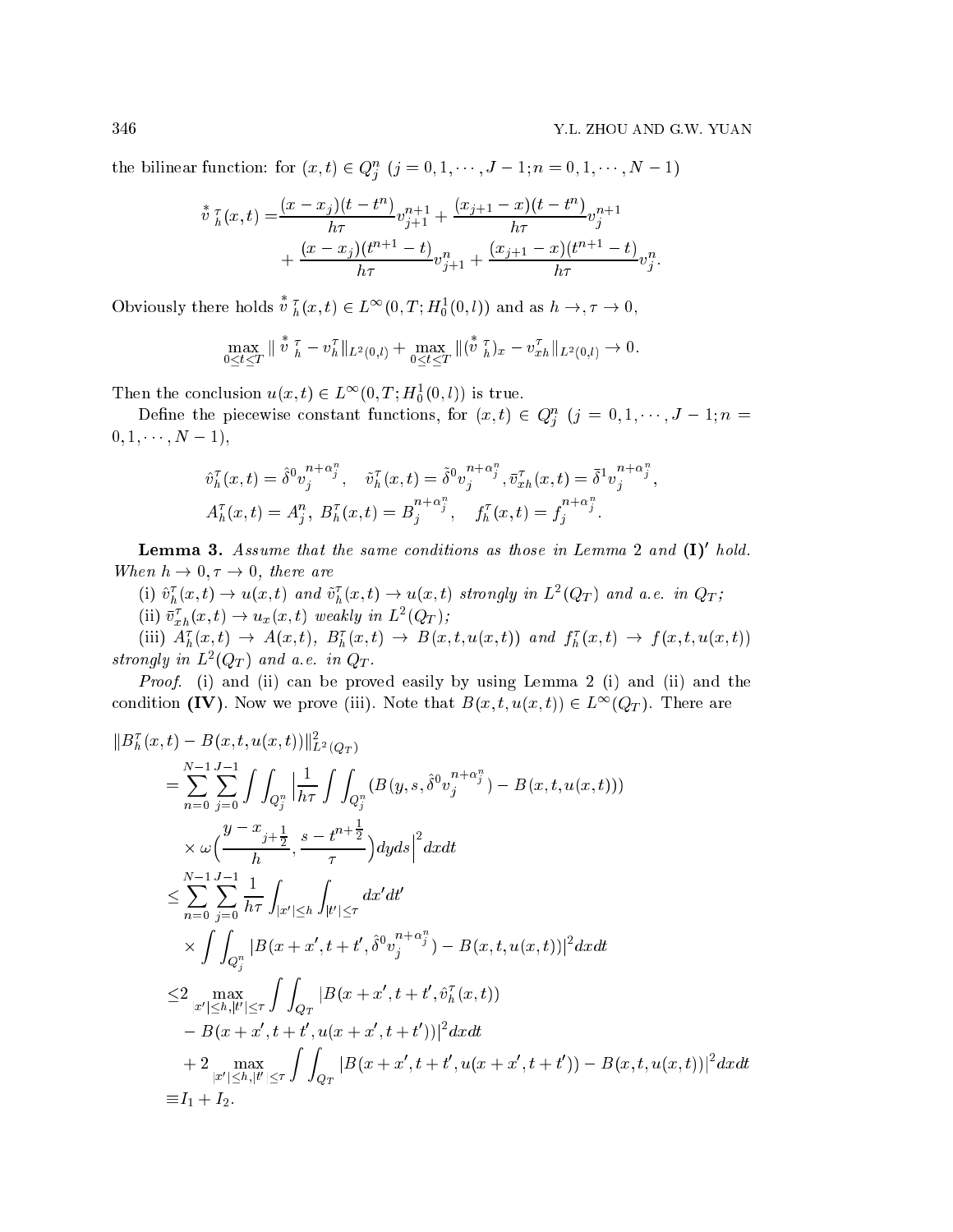the bilinear function: for $(x,t) \in Q_j^n$ $(j = 0, 1, \cdots, J-1; n = 0, 1, \cdots, N-1)$

$$
\begin{aligned}
\overset{*}{v}{}_h^\tau(x,t) =& \frac{(x-x_j)(t-t^n)}{h\tau} v_{j+1}^{n+1} + \frac{(x_{j+1}-x)(t-t^n)}{h\tau} v_j^{n+1} \\
&+ \frac{(x-x_j)(t^{n+1}-t)}{h\tau} v_{j+1}^n + \frac{(x_{j+1}-x)(t^{n+1}-t)}{h\tau} v_j^n.
\end{aligned}
$$

Obviously there holds $\overset{*}{v}{}_h^\tau(x,t) \in L^\infty(0,T; H_0^1(0,l))$ and as $h \to, \tau \to 0$,

$$
\max_{0 \le t \le T} \| \overset{*}{v}{}_h^\tau - v_h^\tau \|_{L^2(0,l)} + \max_{0 \le t \le T} \| (\overset{*}{v}{}_h^\tau)_x - v_{xh}^\tau \|_{L^2(0,l)} \to 0.
$$

Then the conclusion $u(x,t) \in L^\infty(0,T; H_0^1(0,l))$ is true.

Define the piecewise constant functions, for $(x,t) \in Q_j^n$ $(j = 0, 1, \cdots, J-1; n = 0, 1, \cdots, N-1)$,

$$
\begin{aligned}
&\hat{v}_h^\tau(x,t) = \hat{\delta}^0 v_j^{n+\alpha_j^n}, \quad \tilde{v}_h^\tau(x,t) = \tilde{\delta}^0 v_j^{n+\alpha_j^n}, \bar{v}_{xh}^\tau(x,t) = \bar{\delta}^1 v_j^{n+\alpha_j^n}, \\
&A_h^\tau(x,t) = A_j^n, \; B_h^\tau(x,t) = B_j^{n+\alpha_j^n}, \quad f_h^\tau(x,t) = f_j^{n+\alpha_j^n}.
\end{aligned}
$$

**Lemma 3.** *Assume that the same conditions as those in Lemma 2 and* **(I)**$'$ *hold. When $h \to 0, \tau \to 0$, there are*

(i) $\hat{v}_h^\tau(x,t) \to u(x,t)$ *and* $\tilde{v}_h^\tau(x,t) \to u(x,t)$ *strongly in* $L^2(Q_T)$ *and a.e. in* $Q_T$*;*

(ii) $\bar{v}_{xh}^\tau(x,t) \to u_x(x,t)$ *weakly in* $L^2(Q_T)$*;*

(iii) $A_h^\tau(x,t) \to A(x,t)$*,* $B_h^\tau(x,t) \to B(x,t,u(x,t))$ *and* $f_h^\tau(x,t) \to f(x,t,u(x,t))$ *strongly in* $L^2(Q_T)$ *and a.e. in* $Q_T$.

*Proof.* (i) and (ii) can be proved easily by using Lemma 2 (i) and (ii) and the condition **(IV)**. Now we prove (iii). Note that $B(x,t,u(x,t)) \in L^\infty(Q_T)$. There are

$$
\begin{aligned}
&\|B_h^\tau(x,t) - B(x,t,u(x,t))\|_{L^2(Q_T)}^2 \\
&\quad = \sum_{n=0}^{N-1} \sum_{j=0}^{J-1} \int\int_{Q_j^n} \Big| \frac{1}{h\tau} \int\int_{Q_j^n} (B(y,s,\hat{\delta}^0 v_j^{n+\alpha_j^n}) - B(x,t,u(x,t))) \\
&\quad \quad \times \omega\Big(\frac{y - x_{j+\frac{1}{2}}}{h}, \frac{s - t^{n+\frac{1}{2}}}{\tau}\Big) dyds \Big|^2 dxdt \\
&\quad \le \sum_{n=0}^{N-1} \sum_{j=0}^{J-1} \frac{1}{h\tau} \int_{|x'| \le h} \int_{|t'| \le \tau} dx'dt' \\
&\quad \quad \times \int\int_{Q_j^n} |B(x+x', t+t', \hat{\delta}^0 v_j^{n+\alpha_j^n}) - B(x,t,u(x,t))|^2 dxdt \\
&\quad \le 2 \max_{|x'| \le h, |t'| \le \tau} \int\int_{Q_T} |B(x+x', t+t', \hat{v}_h^\tau(x,t)) \\
&\quad \quad - B(x+x', t+t', u(x+x', t+t'))|^2 dxdt \\
&\quad \quad + 2 \max_{|x'| \le h, |t'| \le \tau} \int\int_{Q_T} |B(x+x', t+t', u(x+x', t+t')) - B(x,t,u(x,t))|^2 dxdt \\
&\quad \equiv I_1 + I_2.
\end{aligned}
$$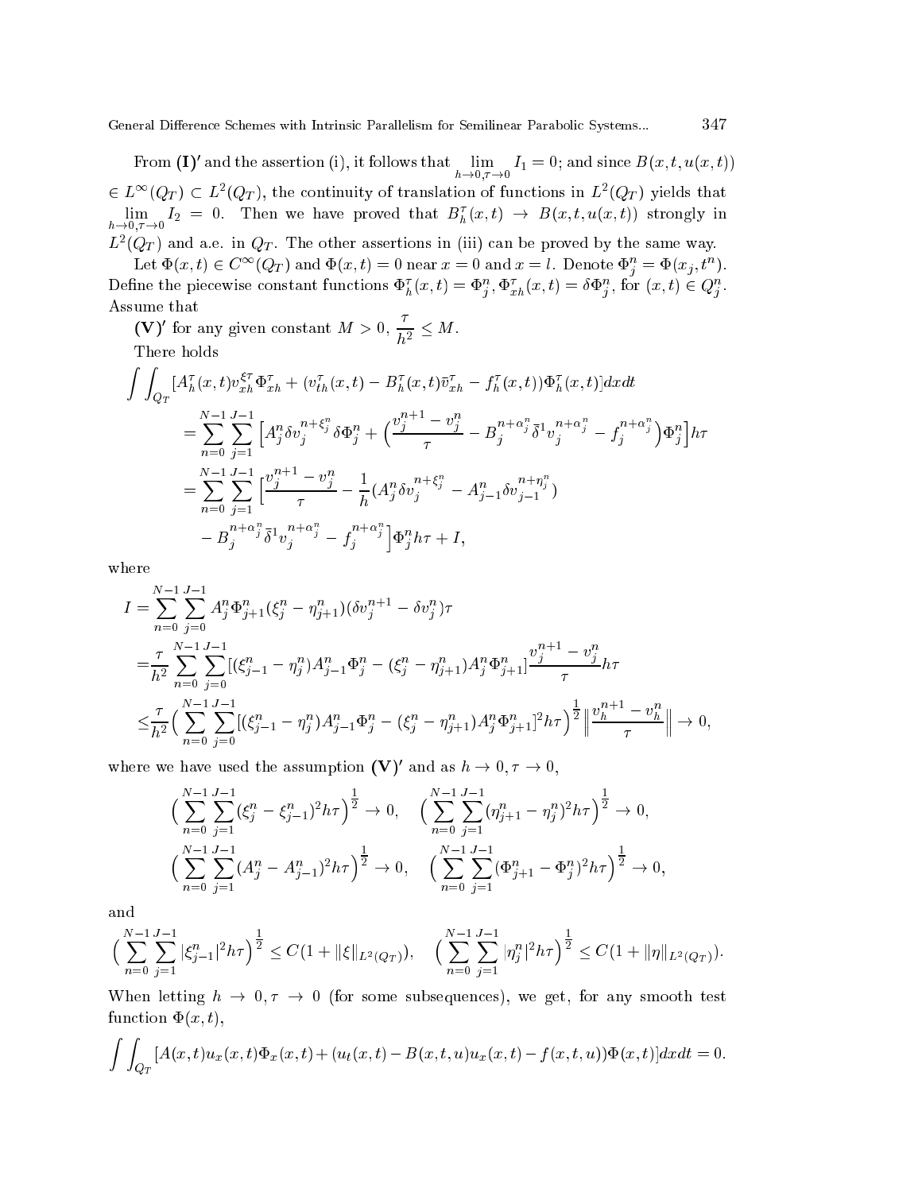From $\mathbf{(I)'}$ and the assertion (i), it follows that $\lim\limits_{h\to 0,\tau\to 0} I_1 = 0$; and since $B(x,t,u(x,t)) \in L^\infty(Q_T) \subset L^2(Q_T)$, the continuity of translation of functions in $L^2(Q_T)$ yields that $\lim\limits_{h\to 0,\tau\to 0} I_2 = 0$. Then we have proved that $B_h^\tau(x,t) \to B(x,t,u(x,t))$ strongly in $L^2(Q_T)$ and a.e. in $Q_T$. The other assertions in (iii) can be proved by the same way.

Let $\Phi(x,t) \in C^\infty(Q_T)$ and $\Phi(x,t) = 0$ near $x = 0$ and $x = l$. Denote $\Phi_j^n = \Phi(x_j, t^n)$. Define the piecewise constant functions $\Phi_h^\tau(x,t) = \Phi_j^n, \Phi_{xh}^\tau(x,t) = \delta\Phi_j^n$, for $(x,t) \in Q_j^n$. Assume that

$\mathbf{(V)'}$ for any given constant $M > 0$, $\frac{\tau}{h^2} \le M$.

There holds

$$
\begin{aligned}
&\iint_{Q_T} [A_h^\tau(x,t) v_{xh}^{\xi\tau} \Phi_{xh}^\tau + (v_{th}^\tau(x,t) - B_h^\tau(x,t)\bar{v}_{xh}^\tau - f_h^\tau(x,t))\Phi_h^\tau(x,t)]dxdt \\
&\quad = \sum_{n=0}^{N-1}\sum_{j=1}^{J-1} \Big[A_j^n \delta v_j^{n+\xi_j^n} \delta\Phi_j^n + \Big(\frac{v_j^{n+1} - v_j^n}{\tau} - B_j^{n+\alpha_j^n} \bar{\delta}^1 v_j^{n+\alpha_j^n} - f_j^{n+\alpha_j^n}\Big)\Phi_j^n\Big] h\tau \\
&\quad = \sum_{n=0}^{N-1}\sum_{j=1}^{J-1} \Big[\frac{v_j^{n+1} - v_j^n}{\tau} - \frac{1}{h}(A_j^n \delta v_j^{n+\xi_j^n} - A_{j-1}^n \delta v_{j-1}^{n+\eta_j^n}) \\
&\qquad - B_j^{n+\alpha_j^n} \bar{\delta}^1 v_j^{n+\alpha_j^n} - f_j^{n+\alpha_j^n}\Big]\Phi_j^n h\tau + I,
\end{aligned}
$$

where

$$
\begin{aligned}
I &= \sum_{n=0}^{N-1}\sum_{j=0}^{J-1} A_j^n \Phi_{j+1}^n (\xi_j^n - \eta_{j+1}^n)(\delta v_j^{n+1} - \delta v_j^n)\tau \\
&= \frac{\tau}{h^2}\sum_{n=0}^{N-1}\sum_{j=0}^{J-1} [(\xi_{j-1}^n - \eta_j^n)A_{j-1}^n \Phi_j^n - (\xi_j^n - \eta_{j+1}^n)A_j^n \Phi_{j+1}^n]\frac{v_j^{n+1} - v_j^n}{\tau} h\tau \\
&\le \frac{\tau}{h^2}\Big(\sum_{n=0}^{N-1}\sum_{j=0}^{J-1} [(\xi_{j-1}^n - \eta_j^n)A_{j-1}^n \Phi_j^n - (\xi_j^n - \eta_{j+1}^n)A_j^n \Phi_{j+1}^n]^2 h\tau\Big)^{\frac{1}{2}} \Big\|\frac{v_h^{n+1} - v_h^n}{\tau}\Big\| \to 0,
\end{aligned}
$$

where we have used the assumption $\mathbf{(V)'}$ and as $h \to 0, \tau \to 0$,

$$
\Big(\sum_{n=0}^{N-1}\sum_{j=1}^{J-1} (\xi_j^n - \xi_{j-1}^n)^2 h\tau\Big)^{\frac{1}{2}} \to 0, \quad \Big(\sum_{n=0}^{N-1}\sum_{j=1}^{J-1} (\eta_{j+1}^n - \eta_j^n)^2 h\tau\Big)^{\frac{1}{2}} \to 0,
$$

$$
\Big(\sum_{n=0}^{N-1}\sum_{j=1}^{J-1} (A_j^n - A_{j-1}^n)^2 h\tau\Big)^{\frac{1}{2}} \to 0, \quad \Big(\sum_{n=0}^{N-1}\sum_{j=1}^{J-1} (\Phi_{j+1}^n - \Phi_j^n)^2 h\tau\Big)^{\frac{1}{2}} \to 0,
$$

and

$$
\Big(\sum_{n=0}^{N-1}\sum_{j=1}^{J-1} |\xi_{j-1}^n|^2 h\tau\Big)^{\frac{1}{2}} \le C(1 + \|\xi\|_{L^2(Q_T)}), \quad \Big(\sum_{n=0}^{N-1}\sum_{j=1}^{J-1} |\eta_j^n|^2 h\tau\Big)^{\frac{1}{2}} \le C(1 + \|\eta\|_{L^2(Q_T)}).
$$

When letting $h \to 0, \tau \to 0$ (for some subsequences), we get, for any smooth test function $\Phi(x,t)$,

$$
\iint_{Q_T} [A(x,t)u_x(x,t)\Phi_x(x,t) + (u_t(x,t) - B(x,t,u)u_x(x,t) - f(x,t,u))\Phi(x,t)]dxdt = 0.
$$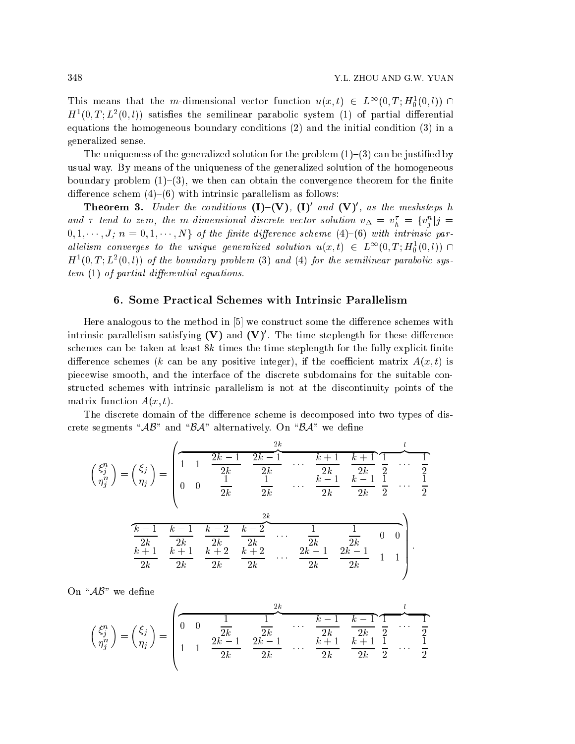This means that the $m$-dimensional vector function $u(x,t) \in L^\infty(0,T;H_0^1(0,l)) \cap H^1(0,T;L^2(0,l))$ satisfies the semilinear parabolic system (1) of partial differential equations the homogeneous boundary conditions (2) and the initial condition (3) in a generalized sense.

The uniqueness of the generalized solution for the problem (1)–(3) can be justified by usual way. By means of the uniqueness of the generalized solution of the homogeneous boundary problem (1)–(3), we then can obtain the convergence theorem for the finite difference schem (4)–(6) with intrinsic parallelism as follows:

**Theorem 3.** *Under the conditions* **(I)**–**(V)**, **(I)**$'$ *and* **(V)**$'$, *as the meshsteps* $h$ *and* $\tau$ *tend to zero, the* $m$*-dimensional discrete vector solution* $v_\Delta = v_h^\tau = \{v_j^n | j = 0,1,\cdots,J;\ n = 0,1,\cdots,N\}$ *of the finite difference scheme* (4)–(6) *with intrinsic parallelism converges to the unique generalized solution* $u(x,t) \in L^\infty(0,T;H_0^1(0,l)) \cap H^1(0,T;L^2(0,l))$ *of the boundary problem* (3) *and* (4) *for the semilinear parabolic system* (1) *of partial differential equations.*

## 6. Some Practical Schemes with Intrinsic Parallelism

Here analogous to the method in [5] we construct some the difference schemes with intrinsic parallelism satisfying **(V)** and **(V)**$'$. The time steplength for these difference schemes can be taken at least $8k$ times the time steplength for the fully explicit finite difference schemes ($k$ can be any positive integer), if the coefficient matrix $A(x,t)$ is piecewise smooth, and the interface of the discrete subdomains for the suitable constructed schemes with intrinsic parallelism is not at the discontinuity points of the matrix function $A(x,t)$.

The discrete domain of the difference scheme is decomposed into two types of discrete segments "$\mathcal{AB}$" and "$\mathcal{BA}$" alternatively. On "$\mathcal{BA}$" we define

$$
\begin{pmatrix} \xi_j^n \\ \eta_j^n \end{pmatrix} = \begin{pmatrix} \xi_j \\ \eta_j \end{pmatrix} = \left( \begin{matrix} \overbrace{\begin{matrix} 1 & 1 & \frac{2k-1}{2k} & \frac{2k-1}{2k} & \cdots & \frac{k+1}{2k} & \frac{k+1}{2k} \\ 0 & 0 & \frac{1}{2k} & \frac{1}{2k} & \cdots & \frac{k-1}{2k} & \frac{k-1}{2k} \end{matrix}}^{2k} \overbrace{\begin{matrix} \frac{1}{2} & \cdots & \frac{1}{2} \\ \frac{1}{2} & \cdots & \frac{1}{2} \end{matrix}}^{l} \\ \overbrace{\begin{matrix} \frac{k-1}{2k} & \frac{k-1}{2k} & \frac{k-2}{2k} & \frac{k-2}{2k} & \cdots & \frac{1}{2k} & \frac{1}{2k} & 0 & 0 \\ \frac{k+1}{2k} & \frac{k+1}{2k} & \frac{k+2}{2k} & \frac{k+2}{2k} & \cdots & \frac{2k-1}{2k} & \frac{2k-1}{2k} & 1 & 1 \end{matrix}}^{2k} \end{matrix} \right).
$$

On "$\mathcal{AB}$" we define

$$
\begin{pmatrix} \xi_j^n \\ \eta_j^n \end{pmatrix} = \begin{pmatrix} \xi_j \\ \eta_j \end{pmatrix} = \left( \begin{matrix} \overbrace{\begin{matrix} 0 & 0 & \frac{1}{2k} & \frac{1}{2k} & \cdots & \frac{k-1}{2k} & \frac{k-1}{2k} \\ 1 & 1 & \frac{2k-1}{2k} & \frac{2k-1}{2k} & \cdots & \frac{k+1}{2k} & \frac{k+1}{2k} \end{matrix}}^{2k} \overbrace{\begin{matrix} \frac{1}{2} & \cdots & \frac{1}{2} \\ \frac{1}{2} & \cdots & \frac{1}{2} \end{matrix}}^{l} \end{matrix} \right.
$$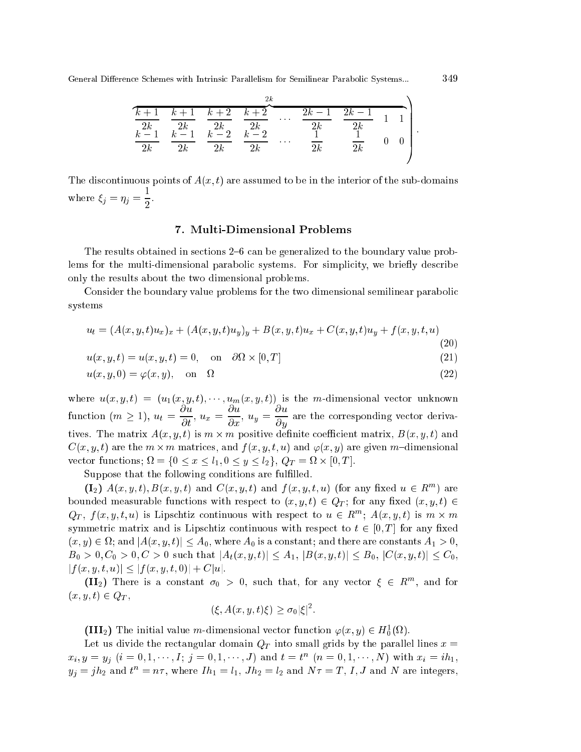$$
\left.\begin{matrix}
\overbrace{\begin{matrix} \frac{k+1}{2k} & \frac{k+1}{2k} & \frac{k+2}{2k} & \frac{k+2}{2k} & \cdots & \frac{2k-1}{2k} & \frac{2k-1}{2k} & 1 & 1 \\ \frac{k-1}{2k} & \frac{k-1}{2k} & \frac{k-2}{2k} & \frac{k-2}{2k} & \cdots & \frac{1}{2k} & \frac{1}{2k} & 0 & 0 \end{matrix}}^{2k}
\end{matrix}\right).
$$

The discontinuous points of $A(x,t)$ are assumed to be in the interior of the sub-domains where $\xi_j = \eta_j = \dfrac{1}{2}$.

## 7. Multi-Dimensional Problems

The results obtained in sections 2–6 can be generalized to the boundary value problems for the multi-dimensional parabolic systems. For simplicity, we briefly describe only the results about the two dimensional problems.

Consider the boundary value problems for the two dimensional semilinear parabolic systems

$$
u_t = (A(x,y,t)u_x)_x + (A(x,y,t)u_y)_y + B(x,y,t)u_x + C(x,y,t)u_y + f(x,y,t,u) \tag{20}
$$

$$
u(x,y,t) = u(x,y,t) = 0, \quad \text{on} \quad \partial\Omega \times [0,T] \tag{21}
$$

$$
u(x,y,0) = \varphi(x,y), \quad \text{on} \quad \Omega \tag{22}
$$

where $u(x,y,t) = (u_1(x,y,t), \cdots, u_m(x,y,t))$ is the $m$-dimensional vector unknown function ($m \geq 1$), $u_t = \dfrac{\partial u}{\partial t}$, $u_x = \dfrac{\partial u}{\partial x}$, $u_y = \dfrac{\partial u}{\partial y}$ are the corresponding vector derivatives. The matrix $A(x,y,t)$ is $m \times m$ positive definite coefficient matrix, $B(x,y,t)$ and $C(x,y,t)$ are the $m \times m$ matrices, and $f(x,y,t,u)$ and $\varphi(x,y)$ are given $m$–dimensional vector functions; $\Omega = \{0 \leq x \leq l_1, 0 \leq y \leq l_2\}$, $Q_T = \Omega \times [0,T]$.

Suppose that the following conditions are fulfilled.

**(I$_2$)** $A(x,y,t), B(x,y,t)$ and $C(x,y,t)$ and $f(x,y,t,u)$ (for any fixed $u \in R^m$) are bounded measurable functions with respect to $(x,y,t) \in Q_T$; for any fixed $(x,y,t) \in Q_T$, $f(x,y,t,u)$ is Lipschtiz continuous with respect to $u \in R^m$; $A(x,y,t)$ is $m \times m$ symmetric matrix and is Lipschtiz continuous with respect to $t \in [0,T]$ for any fixed $(x,y) \in \Omega$; and $|A(x,y,t)| \leq A_0$, where $A_0$ is a constant; and there are constants $A_1 > 0$, $B_0 > 0, C_0 > 0, C > 0$ such that $|A_t(x,y,t)| \leq A_1$, $|B(x,y,t)| \leq B_0$, $|C(x,y,t)| \leq C_0$, $|f(x,y,t,u)| \leq |f(x,y,t,0)| + C|u|$.

**(II$_2$)** There is a constant $\sigma_0 > 0$, such that, for any vector $\xi \in R^m$, and for $(x,y,t) \in Q_T$,

$$
(\xi, A(x,y,t)\xi) \geq \sigma_0 |\xi|^2.
$$

**(III$_2$)** The initial value $m$-dimensional vector function $\varphi(x,y) \in H_0^1(\Omega)$.

Let us divide the rectangular domain $Q_T$ into small grids by the parallel lines $x = x_i, y = y_j$ ($i = 0,1,\cdots,I$; $j = 0,1,\cdots,J$) and $t = t^n$ ($n = 0,1,\cdots,N$) with $x_i = ih_1$, $y_j = jh_2$ and $t^n = n\tau$, where $Ih_1 = l_1$, $Jh_2 = l_2$ and $N\tau = T$, $I, J$ and $N$ are integers,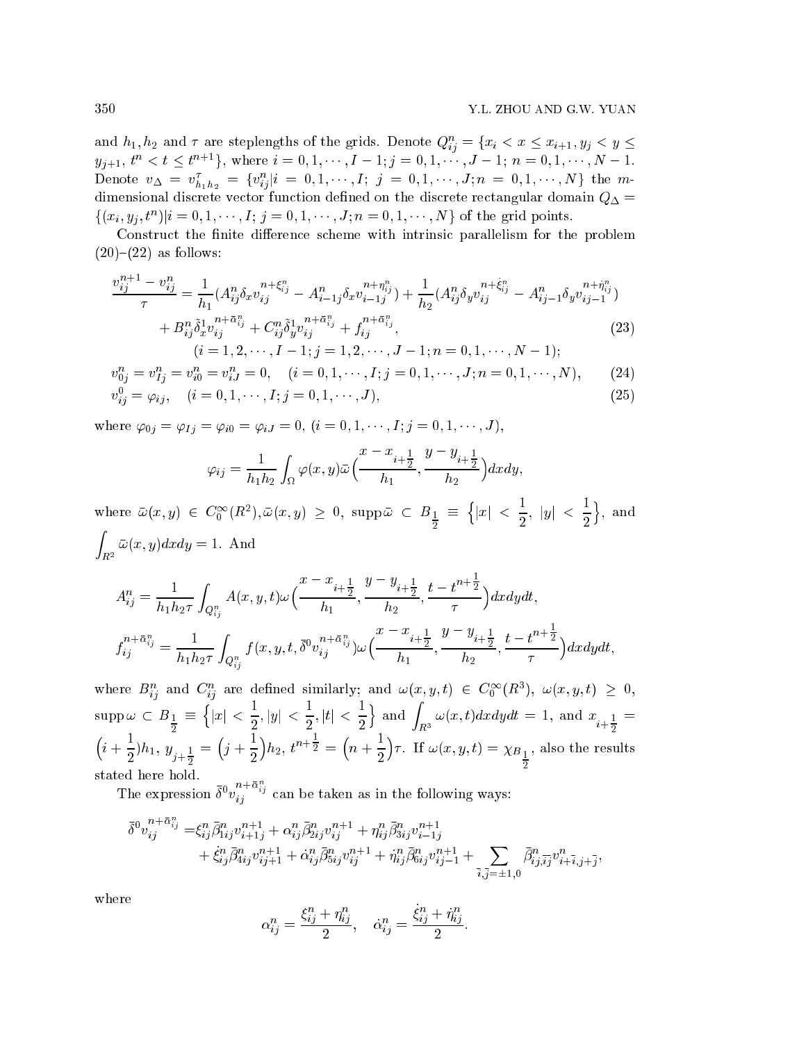and $h_1, h_2$ and $\tau$ are steplengths of the grids. Denote $Q_{ij}^n = \{x_i < x \le x_{i+1}, y_j < y \le y_{j+1}, t^n < t \le t^{n+1}\}$, where $i = 0, 1, \cdots, I-1; j = 0, 1, \cdots, J-1; n = 0, 1, \cdots, N-1$. Denote $v_\Delta = v_{h_1 h_2}^\tau = \{v_{ij}^n | i = 0, 1, \cdots, I;\ j = 0, 1, \cdots, J; n = 0, 1, \cdots, N\}$ the $m$-dimensional discrete vector function defined on the discrete rectangular domain $Q_\Delta = \{(x_i, y_j, t^n) | i = 0, 1, \cdots, I;\ j = 0, 1, \cdots, J; n = 0, 1, \cdots, N\}$ of the grid points.

Construct the finite difference scheme with intrinsic parallelism for the problem (20)–(22) as follows:

$$
\begin{aligned}
\frac{v_{ij}^{n+1} - v_{ij}^n}{\tau} =& \frac{1}{h_1}\big(A_{ij}^n \delta_x v_{ij}^{n+\xi_{ij}^n} - A_{i-1j}^n \delta_x v_{i-1j}^{n+\eta_{ij}^n}\big) + \frac{1}{h_2}\big(A_{ij}^n \delta_y v_{ij}^{n+\dot{\xi}_{ij}^n} - A_{ij-1}^n \delta_y v_{ij-1}^{n+\dot{\eta}_{ij}^n}\big) \\
&+ B_{ij}^n \tilde{\delta}_x^1 v_{ij}^{n+\bar{\alpha}_{ij}^n} + C_{ij}^n \tilde{\delta}_y^1 v_{ij}^{n+\bar{\alpha}_{ij}^n} + f_{ij}^{n+\bar{\alpha}_{ij}^n}, \qquad (23) \\
&(i = 1, 2, \cdots, I-1; j = 1, 2, \cdots, J-1; n = 0, 1, \cdots, N-1);
\end{aligned}
$$

$$
v_{0j}^n = v_{Ij}^n = v_{i0}^n = v_{iJ}^n = 0, \quad (i = 0, 1, \cdots, I; j = 0, 1, \cdots, J; n = 0, 1, \cdots, N), \qquad (24)
$$

$$
v_{ij}^0 = \varphi_{ij}, \quad (i = 0, 1, \cdots, I; j = 0, 1, \cdots, J), \qquad (25)
$$

where $\varphi_{0j} = \varphi_{Ij} = \varphi_{i0} = \varphi_{iJ} = 0$, $(i = 0, 1, \cdots, I; j = 0, 1, \cdots, J)$,

$$
\varphi_{ij} = \frac{1}{h_1 h_2} \int_\Omega \varphi(x, y) \bar{\omega}\Big(\frac{x - x_{i+\frac{1}{2}}}{h_1}, \frac{y - y_{i+\frac{1}{2}}}{h_2}\Big) dx dy,
$$

where $\bar{\omega}(x, y) \in C_0^\infty(R^2), \bar{\omega}(x, y) \ge 0$, $\operatorname{supp}\bar{\omega} \subset B_{\frac{1}{2}} \equiv \Big\{|x| < \frac{1}{2},\ |y| < \frac{1}{2}\Big\}$, and $\displaystyle\int_{R^2} \bar{\omega}(x, y) dx dy = 1$. And

$$
A_{ij}^n = \frac{1}{h_1 h_2 \tau} \int_{Q_{ij}^n} A(x, y, t) \omega\Big(\frac{x - x_{i+\frac{1}{2}}}{h_1}, \frac{y - y_{i+\frac{1}{2}}}{h_2}, \frac{t - t^{n+\frac{1}{2}}}{\tau}\Big) dx dy dt,
$$

$$
f_{ij}^{n+\bar{\alpha}_{ij}^n} = \frac{1}{h_1 h_2 \tau} \int_{Q_{ij}^n} f(x, y, t, \bar{\delta}^0 v_{ij}^{n+\bar{\alpha}_{ij}^n}) \omega\Big(\frac{x - x_{i+\frac{1}{2}}}{h_1}, \frac{y - y_{i+\frac{1}{2}}}{h_2}, \frac{t - t^{n+\frac{1}{2}}}{\tau}\Big) dx dy dt,
$$

where $B_{ij}^n$ and $C_{ij}^n$ are defined similarly; and $\omega(x, y, t) \in C_0^\infty(R^3)$, $\omega(x, y, t) \ge 0$, $\operatorname{supp}\omega \subset B_{\frac{1}{2}} \equiv \Big\{|x| < \frac{1}{2}, |y| < \frac{1}{2}, |t| < \frac{1}{2}\Big\}$ and $\displaystyle\int_{R^3} \omega(x, t) dx dy dt = 1$, and $x_{i+\frac{1}{2}} = \Big(i + \frac{1}{2}\Big)h_1$, $y_{j+\frac{1}{2}} = \Big(j + \frac{1}{2}\Big)h_2$, $t^{n+\frac{1}{2}} = \Big(n + \frac{1}{2}\Big)\tau$. If $\omega(x, y, t) = \chi_{B_{\frac{1}{2}}}$, also the results stated here hold.

The expression $\bar{\delta}^0 v_{ij}^{n+\bar{\alpha}_{ij}^n}$ can be taken as in the following ways:

$$
\begin{aligned}
\bar{\delta}^0 v_{ij}^{n+\bar{\alpha}_{ij}^n} =& \xi_{ij}^n \bar{\beta}_{1ij}^n v_{i+1j}^{n+1} + \alpha_{ij}^n \bar{\beta}_{2ij}^n v_{ij}^{n+1} + \eta_{ij}^n \bar{\beta}_{3ij}^n v_{i-1j}^{n+1} \\
&+ \dot{\xi}_{ij}^n \bar{\beta}_{4ij}^n v_{ij+1}^{n+1} + \dot{\alpha}_{ij}^n \bar{\beta}_{5ij}^n v_{ij}^{n+1} + \dot{\eta}_{ij}^n \bar{\beta}_{6ij}^n v_{ij-1}^{n+1} + \sum_{\bar{i}, \bar{j} = \pm 1, 0} \bar{\beta}_{ij, \bar{i}\bar{j}}^n v_{i+\bar{i}, j+\bar{j}}^n,
\end{aligned}
$$

where

$$
\alpha_{ij}^n = \frac{\xi_{ij}^n + \eta_{ij}^n}{2}, \quad \dot{\alpha}_{ij}^n = \frac{\dot{\xi}_{ij}^n + \dot{\eta}_{ij}^n}{2}.
$$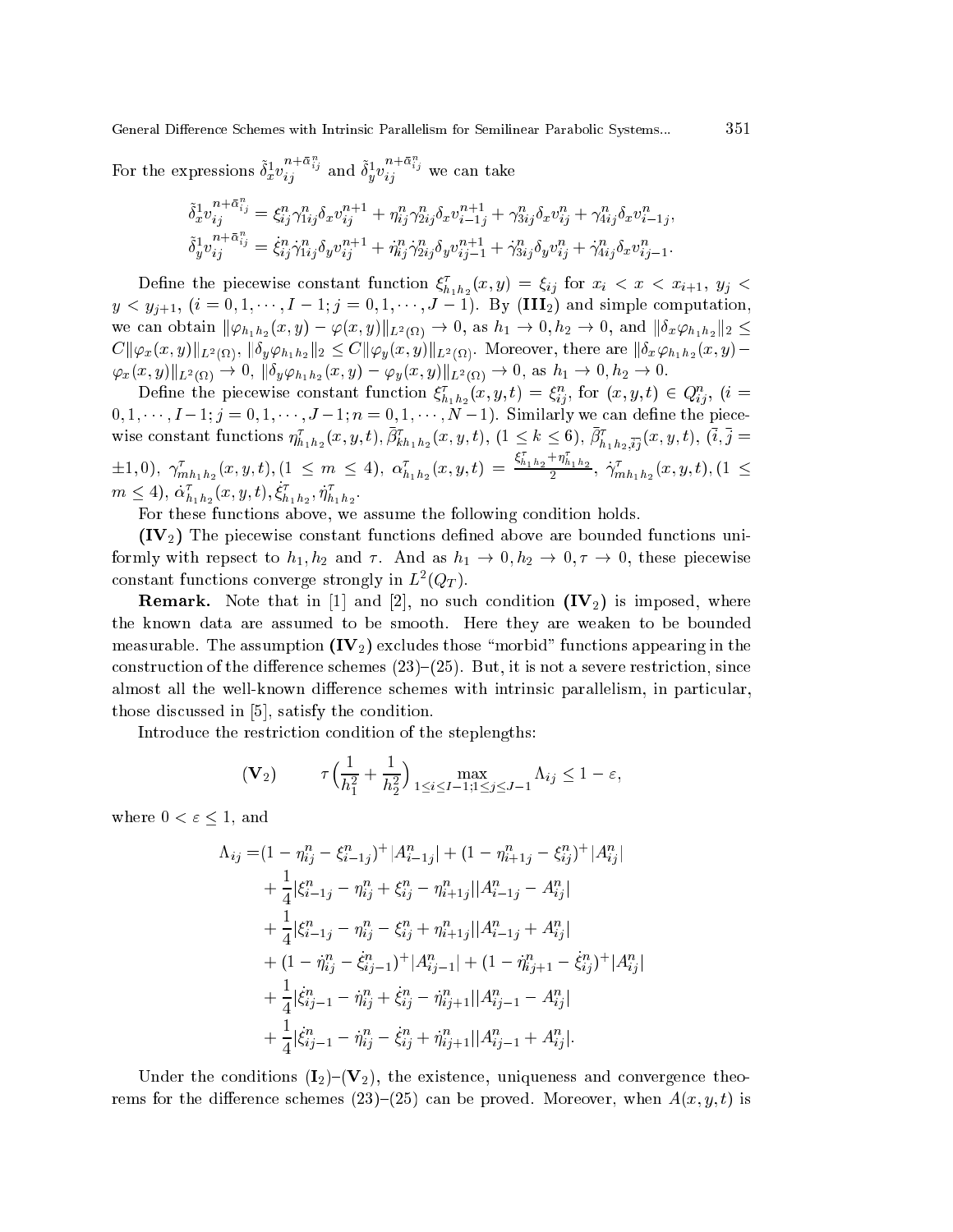For the expressions $\tilde{\delta}_x^1 v_{ij}^{n+\bar{\alpha}_{ij}^n}$ and $\tilde{\delta}_y^1 v_{ij}^{n+\bar{\alpha}_{ij}^n}$ we can take

$$\tilde{\delta}_x^1 v_{ij}^{n+\bar{\alpha}_{ij}^n} = \xi_{ij}^n \gamma_{1ij}^n \delta_x v_{ij}^{n+1} + \eta_{ij}^n \gamma_{2ij}^n \delta_x v_{i-1j}^{n+1} + \gamma_{3ij}^n \delta_x v_{ij}^n + \gamma_{4ij}^n \delta_x v_{i-1j}^n,$$

$$\tilde{\delta}_y^1 v_{ij}^{n+\bar{\alpha}_{ij}^n} = \dot{\xi}_{ij}^n \dot{\gamma}_{1ij}^n \delta_y v_{ij}^{n+1} + \dot{\eta}_{ij}^n \dot{\gamma}_{2ij}^n \delta_y v_{ij-1}^{n+1} + \dot{\gamma}_{3ij}^n \delta_y v_{ij}^n + \dot{\gamma}_{4ij}^n \delta_x v_{ij-1}^n.$$

Define the piecewise constant function $\xi_{h_1 h_2}^\tau(x,y) = \xi_{ij}$ for $x_i < x < x_{i+1}$, $y_j < y < y_{j+1}$, $(i = 0,1,\cdots,I-1; j = 0,1,\cdots,J-1)$. By **(III$_2$)** and simple computation, we can obtain $\|\varphi_{h_1h_2}(x,y) - \varphi(x,y)\|_{L^2(\Omega)} \to 0$, as $h_1 \to 0, h_2 \to 0$, and $\|\delta_x \varphi_{h_1h_2}\|_2 \le C\|\varphi_x(x,y)\|_{L^2(\Omega)}$, $\|\delta_y \varphi_{h_1h_2}\|_2 \le C\|\varphi_y(x,y)\|_{L^2(\Omega)}$. Moreover, there are $\|\delta_x \varphi_{h_1h_2}(x,y) - \varphi_x(x,y)\|_{L^2(\Omega)} \to 0$, $\|\delta_y \varphi_{h_1h_2}(x,y) - \varphi_y(x,y)\|_{L^2(\Omega)} \to 0$, as $h_1 \to 0, h_2 \to 0$.

Define the piecewise constant function $\xi_{h_1h_2}^\tau(x,y,t) = \xi_{ij}^n$, for $(x,y,t) \in Q_{ij}^n$, $(i = 0,1,\cdots,I-1; j = 0,1,\cdots,J-1; n = 0,1,\cdots,N-1)$. Similarly we can define the piecewise constant functions $\eta_{h_1h_2}^\tau(x,y,t), \bar{\beta}_{kh_1h_2}^\tau(x,y,t), (1 \le k \le 6)$, $\bar{\beta}_{h_1h_2,\bar{i}\bar{j}}^\tau(x,y,t)$, $(\bar{i},\bar{j} = \pm 1, 0)$, $\gamma_{mh_1h_2}^\tau(x,y,t), (1 \le m \le 4)$, $\alpha_{h_1h_2}^\tau(x,y,t) = \frac{\xi_{h_1h_2}^\tau + \eta_{h_1h_2}^\tau}{2}$, $\dot{\gamma}_{mh_1h_2}^\tau(x,y,t), (1 \le m \le 4)$, $\dot{\alpha}_{h_1h_2}^\tau(x,y,t), \dot{\xi}_{h_1h_2}^\tau, \dot{\eta}_{h_1h_2}^\tau$.

For these functions above, we assume the following condition holds.

**(IV$_2$)** The piecewise constant functions defined above are bounded functions uniformly with repsect to $h_1, h_2$ and $\tau$. And as $h_1 \to 0, h_2 \to 0, \tau \to 0$, these piecewise constant functions converge strongly in $L^2(Q_T)$.

**Remark.** Note that in [1] and [2], no such condition **(IV$_2$)** is imposed, where the known data are assumed to be smooth. Here they are weaken to be bounded measurable. The assumption **(IV$_2$)** excludes those "morbid" functions appearing in the construction of the difference schemes (23)–(25). But, it is not a severe restriction, since almost all the well-known difference schemes with intrinsic parallelism, in particular, those discussed in [5], satisfy the condition.

Introduce the restriction condition of the steplengths:

$$(\mathbf{V}_2) \qquad \tau\Big(\frac{1}{h_1^2} + \frac{1}{h_2^2}\Big) \max_{1 \le i \le I-1; 1 \le j \le J-1} \Lambda_{ij} \le 1 - \varepsilon,$$

where $0 < \varepsilon \le 1$, and

$$\begin{aligned}
\Lambda_{ij} =& (1 - \eta_{ij}^n - \xi_{i-1j}^n)^+ |A_{i-1j}^n| + (1 - \eta_{i+1j}^n - \xi_{ij}^n)^+ |A_{ij}^n| \\
&+ \frac{1}{4}|\xi_{i-1j}^n - \eta_{ij}^n + \xi_{ij}^n - \eta_{i+1j}^n||A_{i-1j}^n - A_{ij}^n| \\
&+ \frac{1}{4}|\xi_{i-1j}^n - \eta_{ij}^n - \xi_{ij}^n + \eta_{i+1j}^n||A_{i-1j}^n + A_{ij}^n| \\
&+ (1 - \dot{\eta}_{ij}^n - \dot{\xi}_{ij-1}^n)^+ |A_{ij-1}^n| + (1 - \dot{\eta}_{ij+1}^n - \dot{\xi}_{ij}^n)^+ |A_{ij}^n| \\
&+ \frac{1}{4}|\dot{\xi}_{ij-1}^n - \dot{\eta}_{ij}^n + \dot{\xi}_{ij}^n - \dot{\eta}_{ij+1}^n||A_{ij-1}^n - A_{ij}^n| \\
&+ \frac{1}{4}|\dot{\xi}_{ij-1}^n - \dot{\eta}_{ij}^n - \dot{\xi}_{ij}^n + \dot{\eta}_{ij+1}^n||A_{ij-1}^n + A_{ij}^n|.
\end{aligned}$$

Under the conditions **(I$_2$)**–**(V$_2$)**, the existence, uniqueness and convergence theorems for the difference schemes (23)–(25) can be proved. Moreover, when $A(x,y,t)$ is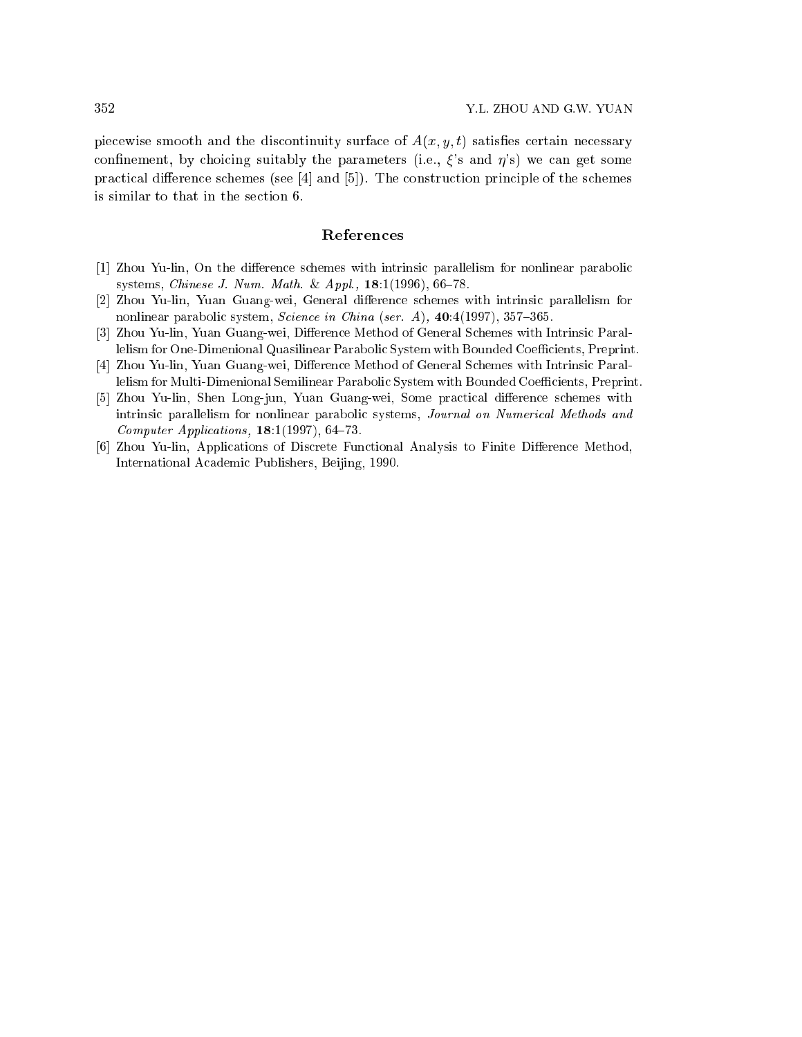piecewise smooth and the discontinuity surface of $A(x, y, t)$ satisfies certain necessary confinement, by choicing suitably the parameters (i.e., $\xi$'s and $\eta$'s) we can get some practical difference schemes (see [4] and [5]). The construction principle of the schemes is similar to that in the section 6.

## References

[1] Zhou Yu-lin, On the difference schemes with intrinsic parallelism for nonlinear parabolic systems, *Chinese J. Num. Math. & Appl.,* **18**:1(1996), 66–78.

[2] Zhou Yu-lin, Yuan Guang-wei, General difference schemes with intrinsic parallelism for nonlinear parabolic system, *Science in China (ser. A),* **40**:4(1997), 357–365.

[3] Zhou Yu-lin, Yuan Guang-wei, Difference Method of General Schemes with Intrinsic Parallelism for One-Dimenional Quasilinear Parabolic System with Bounded Coefficients, Preprint.

[4] Zhou Yu-lin, Yuan Guang-wei, Difference Method of General Schemes with Intrinsic Parallelism for Multi-Dimenional Semilinear Parabolic System with Bounded Coefficients, Preprint.

[5] Zhou Yu-lin, Shen Long-jun, Yuan Guang-wei, Some practical difference schemes with intrinsic parallelism for nonlinear parabolic systems, *Journal on Numerical Methods and Computer Applications,* **18**:1(1997), 64–73.

[6] Zhou Yu-lin, Applications of Discrete Functional Analysis to Finite Difference Method, International Academic Publishers, Beijing, 1990.